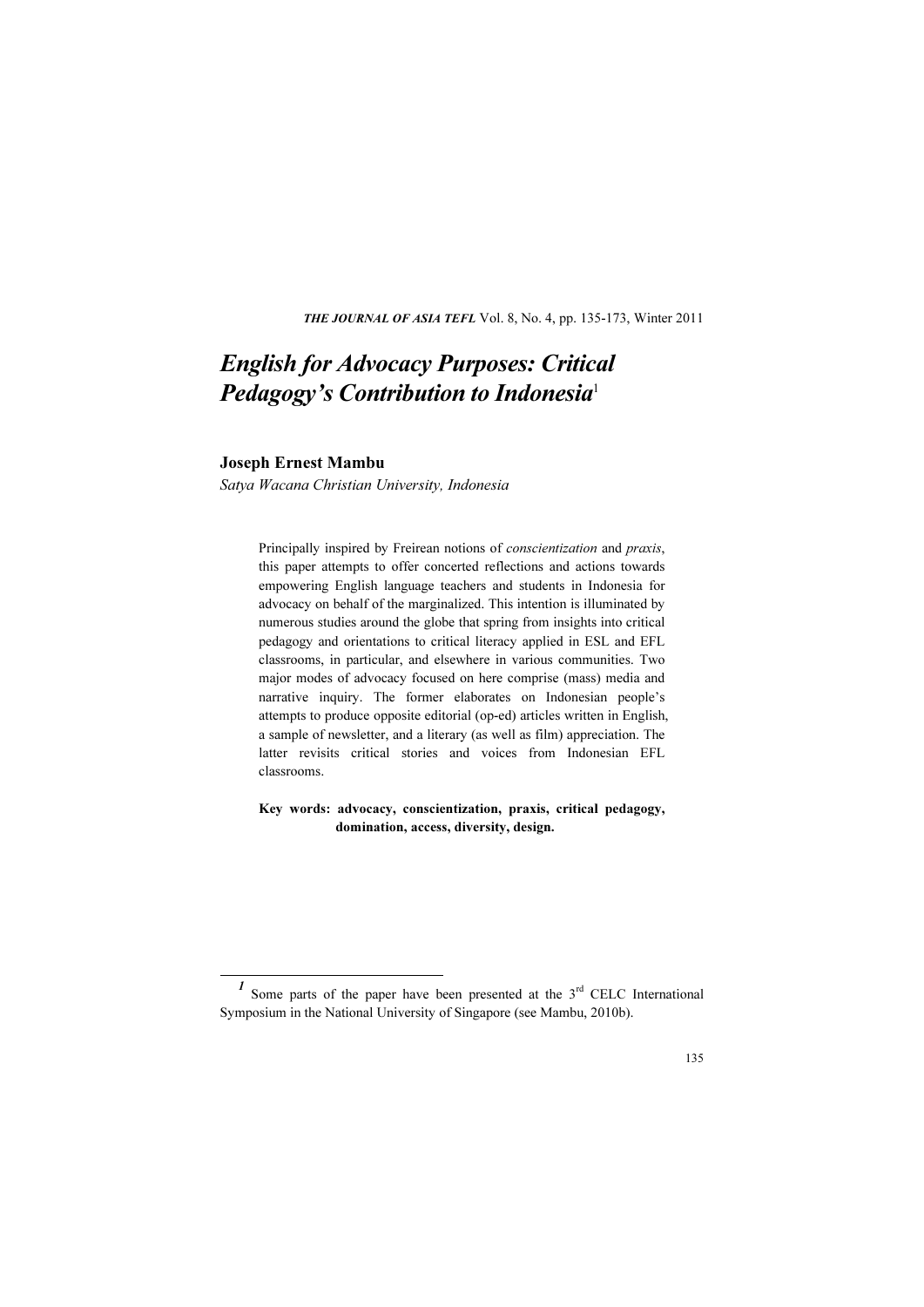# *English for Advocacy Purposes: Critical Pedagogy's Contribution to Indonesia*[1]

**Joseph Ernest Mambu**

*Satya Wacana Christian University, Indonesia*

Principally inspired by Freirean notions of *conscientization* and *praxis*, this paper attempts to offer concerted reflections and actions towards empowering English language teachers and students in Indonesia for advocacy on behalf of the marginalized. This intention is illuminated by numerous studies around the globe that spring from insights into critical pedagogy and orientations to critical literacy applied in ESL and EFL classrooms, in particular, and elsewhere in various communities. Two major modes of advocacy focused on here comprise (mass) media and narrative inquiry. The former elaborates on Indonesian people's attempts to produce opposite editorial (op-ed) articles written in English, a sample of newsletter, and a literary (as well as film) appreciation. The latter revisits critical stories and voices from Indonesian EFL classrooms.

**Key words: advocacy, conscientization, praxis, critical pedagogy, domination, access, diversity, design.**

---

[1] Some parts of the paper have been presented at the 3rd CELC International Symposium in the National University of Singapore (see Mambu, 2010b).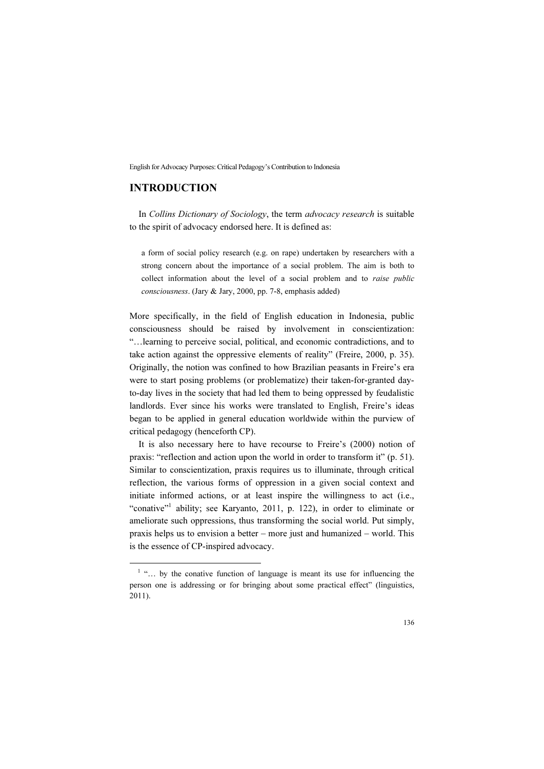## INTRODUCTION

In *Collins Dictionary of Sociology*, the term *advocacy research* is suitable to the spirit of advocacy endorsed here. It is defined as:

> a form of social policy research (e.g. on rape) undertaken by researchers with a strong concern about the importance of a social problem. The aim is both to collect information about the level of a social problem and to *raise public consciousness*. (Jary & Jary, 2000, pp. 7-8, emphasis added)

More specifically, in the field of English education in Indonesia, public consciousness should be raised by involvement in conscientization: "…learning to perceive social, political, and economic contradictions, and to take action against the oppressive elements of reality" (Freire, 2000, p. 35). Originally, the notion was confined to how Brazilian peasants in Freire's era were to start posing problems (or problematize) their taken-for-granted day-to-day lives in the society that had led them to being oppressed by feudalistic landlords. Ever since his works were translated to English, Freire's ideas began to be applied in general education worldwide within the purview of critical pedagogy (henceforth CP).

It is also necessary here to have recourse to Freire's (2000) notion of praxis: "reflection and action upon the world in order to transform it" (p. 51). Similar to conscientization, praxis requires us to illuminate, through critical reflection, the various forms of oppression in a given social context and initiate informed actions, or at least inspire the willingness to act (i.e., "conative"[1] ability; see Karyanto, 2011, p. 122), in order to eliminate or ameliorate such oppressions, thus transforming the social world. Put simply, praxis helps us to envision a better – more just and humanized – world. This is the essence of CP-inspired advocacy.

[1] "… by the conative function of language is meant its use for influencing the person one is addressing or for bringing about some practical effect" (linguistics, 2011).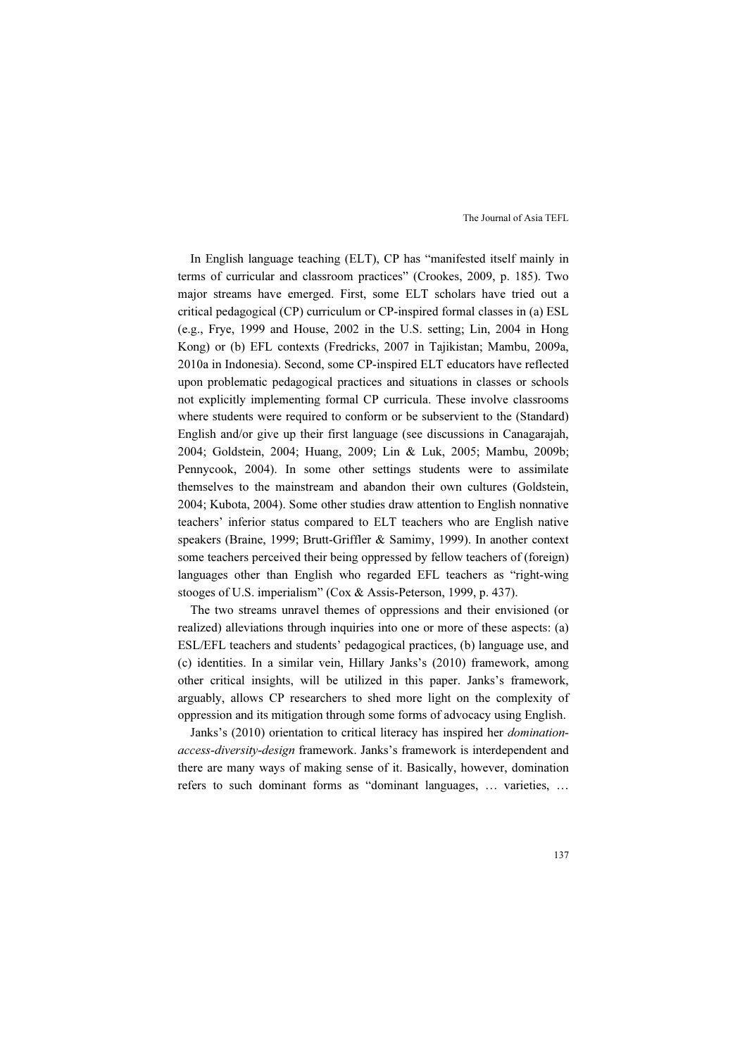In English language teaching (ELT), CP has "manifested itself mainly in terms of curricular and classroom practices" (Crookes, 2009, p. 185). Two major streams have emerged. First, some ELT scholars have tried out a critical pedagogical (CP) curriculum or CP-inspired formal classes in (a) ESL (e.g., Frye, 1999 and House, 2002 in the U.S. setting; Lin, 2004 in Hong Kong) or (b) EFL contexts (Fredricks, 2007 in Tajikistan; Mambu, 2009a, 2010a in Indonesia). Second, some CP-inspired ELT educators have reflected upon problematic pedagogical practices and situations in classes or schools not explicitly implementing formal CP curricula. These involve classrooms where students were required to conform or be subservient to the (Standard) English and/or give up their first language (see discussions in Canagarajah, 2004; Goldstein, 2004; Huang, 2009; Lin & Luk, 2005; Mambu, 2009b; Pennycook, 2004). In some other settings students were to assimilate themselves to the mainstream and abandon their own cultures (Goldstein, 2004; Kubota, 2004). Some other studies draw attention to English nonnative teachers' inferior status compared to ELT teachers who are English native speakers (Braine, 1999; Brutt-Griffler & Samimy, 1999). In another context some teachers perceived their being oppressed by fellow teachers of (foreign) languages other than English who regarded EFL teachers as "right-wing stooges of U.S. imperialism" (Cox & Assis-Peterson, 1999, p. 437).

The two streams unravel themes of oppressions and their envisioned (or realized) alleviations through inquiries into one or more of these aspects: (a) ESL/EFL teachers and students' pedagogical practices, (b) language use, and (c) identities. In a similar vein, Hillary Janks's (2010) framework, among other critical insights, will be utilized in this paper. Janks's framework, arguably, allows CP researchers to shed more light on the complexity of oppression and its mitigation through some forms of advocacy using English.

Janks's (2010) orientation to critical literacy has inspired her *domination-access-diversity-design* framework. Janks's framework is interdependent and there are many ways of making sense of it. Basically, however, domination refers to such dominant forms as "dominant languages, … varieties, …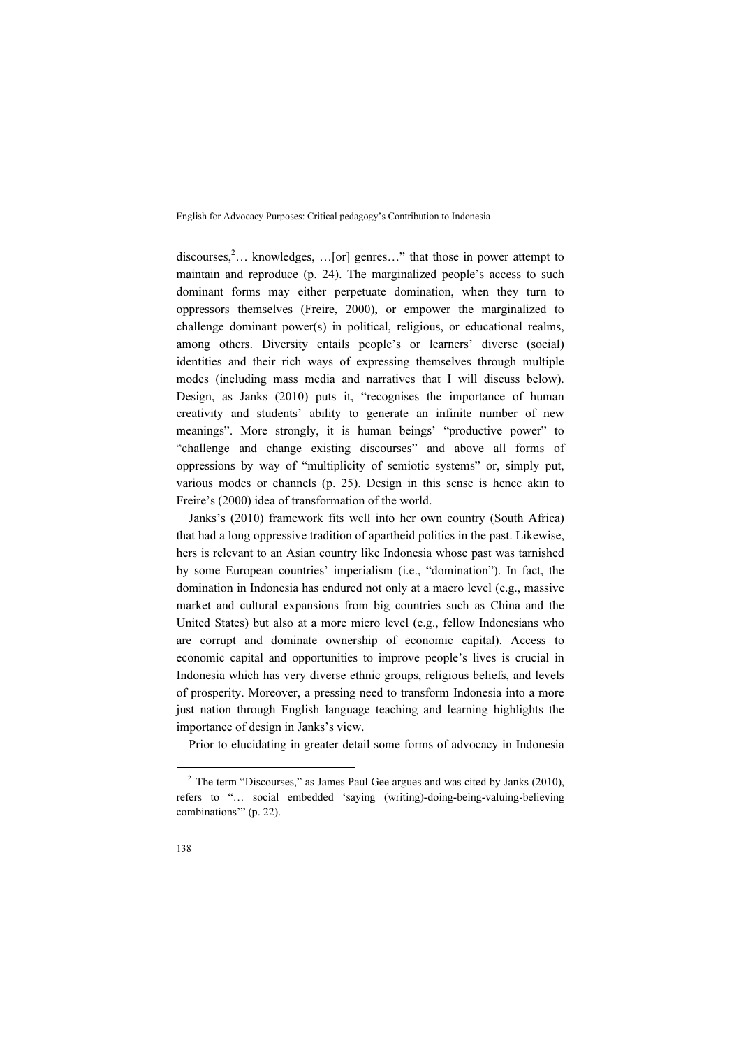discourses,[2]… knowledges, …[or] genres…" that those in power attempt to maintain and reproduce (p. 24). The marginalized people's access to such dominant forms may either perpetuate domination, when they turn to oppressors themselves (Freire, 2000), or empower the marginalized to challenge dominant power(s) in political, religious, or educational realms, among others. Diversity entails people's or learners' diverse (social) identities and their rich ways of expressing themselves through multiple modes (including mass media and narratives that I will discuss below). Design, as Janks (2010) puts it, "recognises the importance of human creativity and students' ability to generate an infinite number of new meanings". More strongly, it is human beings' "productive power" to "challenge and change existing discourses" and above all forms of oppressions by way of "multiplicity of semiotic systems" or, simply put, various modes or channels (p. 25). Design in this sense is hence akin to Freire's (2000) idea of transformation of the world.

Janks's (2010) framework fits well into her own country (South Africa) that had a long oppressive tradition of apartheid politics in the past. Likewise, hers is relevant to an Asian country like Indonesia whose past was tarnished by some European countries' imperialism (i.e., "domination"). In fact, the domination in Indonesia has endured not only at a macro level (e.g., massive market and cultural expansions from big countries such as China and the United States) but also at a more micro level (e.g., fellow Indonesians who are corrupt and dominate ownership of economic capital). Access to economic capital and opportunities to improve people's lives is crucial in Indonesia which has very diverse ethnic groups, religious beliefs, and levels of prosperity. Moreover, a pressing need to transform Indonesia into a more just nation through English language teaching and learning highlights the importance of design in Janks's view.

Prior to elucidating in greater detail some forms of advocacy in Indonesia

---

[2] The term "Discourses," as James Paul Gee argues and was cited by Janks (2010), refers to "… social embedded 'saying (writing)-doing-being-valuing-believing combinations'" (p. 22).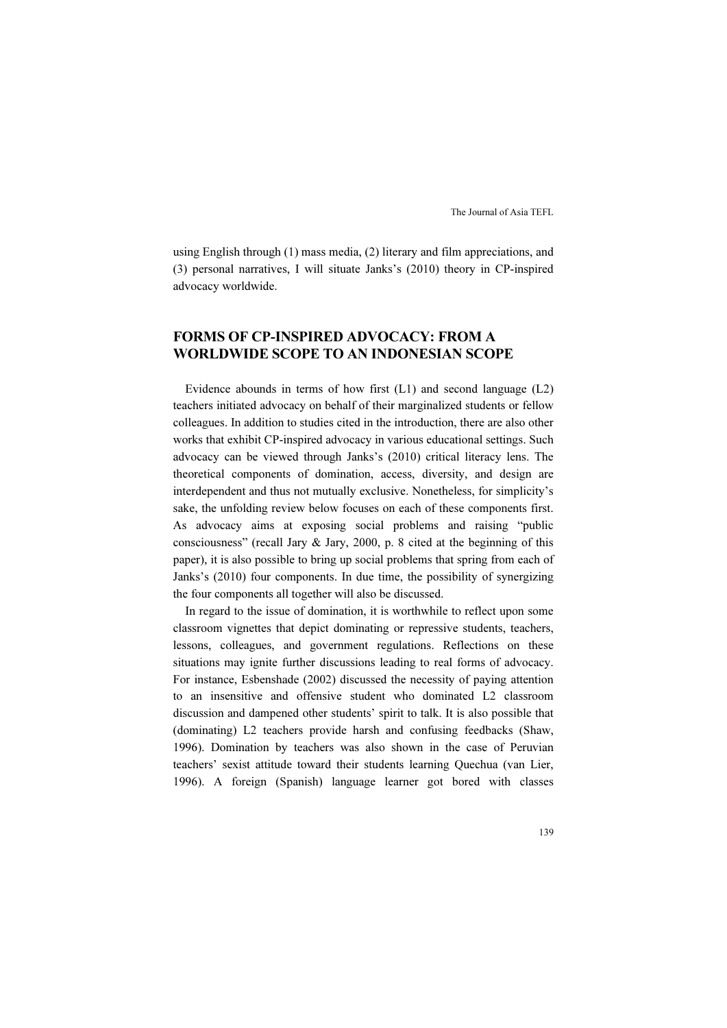using English through (1) mass media, (2) literary and film appreciations, and (3) personal narratives, I will situate Janks's (2010) theory in CP-inspired advocacy worldwide.

## FORMS OF CP-INSPIRED ADVOCACY: FROM A WORLDWIDE SCOPE TO AN INDONESIAN SCOPE

Evidence abounds in terms of how first (L1) and second language (L2) teachers initiated advocacy on behalf of their marginalized students or fellow colleagues. In addition to studies cited in the introduction, there are also other works that exhibit CP-inspired advocacy in various educational settings. Such advocacy can be viewed through Janks's (2010) critical literacy lens. The theoretical components of domination, access, diversity, and design are interdependent and thus not mutually exclusive. Nonetheless, for simplicity's sake, the unfolding review below focuses on each of these components first. As advocacy aims at exposing social problems and raising "public consciousness" (recall Jary & Jary, 2000, p. 8 cited at the beginning of this paper), it is also possible to bring up social problems that spring from each of Janks's (2010) four components. In due time, the possibility of synergizing the four components all together will also be discussed.

In regard to the issue of domination, it is worthwhile to reflect upon some classroom vignettes that depict dominating or repressive students, teachers, lessons, colleagues, and government regulations. Reflections on these situations may ignite further discussions leading to real forms of advocacy. For instance, Esbenshade (2002) discussed the necessity of paying attention to an insensitive and offensive student who dominated L2 classroom discussion and dampened other students' spirit to talk. It is also possible that (dominating) L2 teachers provide harsh and confusing feedbacks (Shaw, 1996). Domination by teachers was also shown in the case of Peruvian teachers' sexist attitude toward their students learning Quechua (van Lier, 1996). A foreign (Spanish) language learner got bored with classes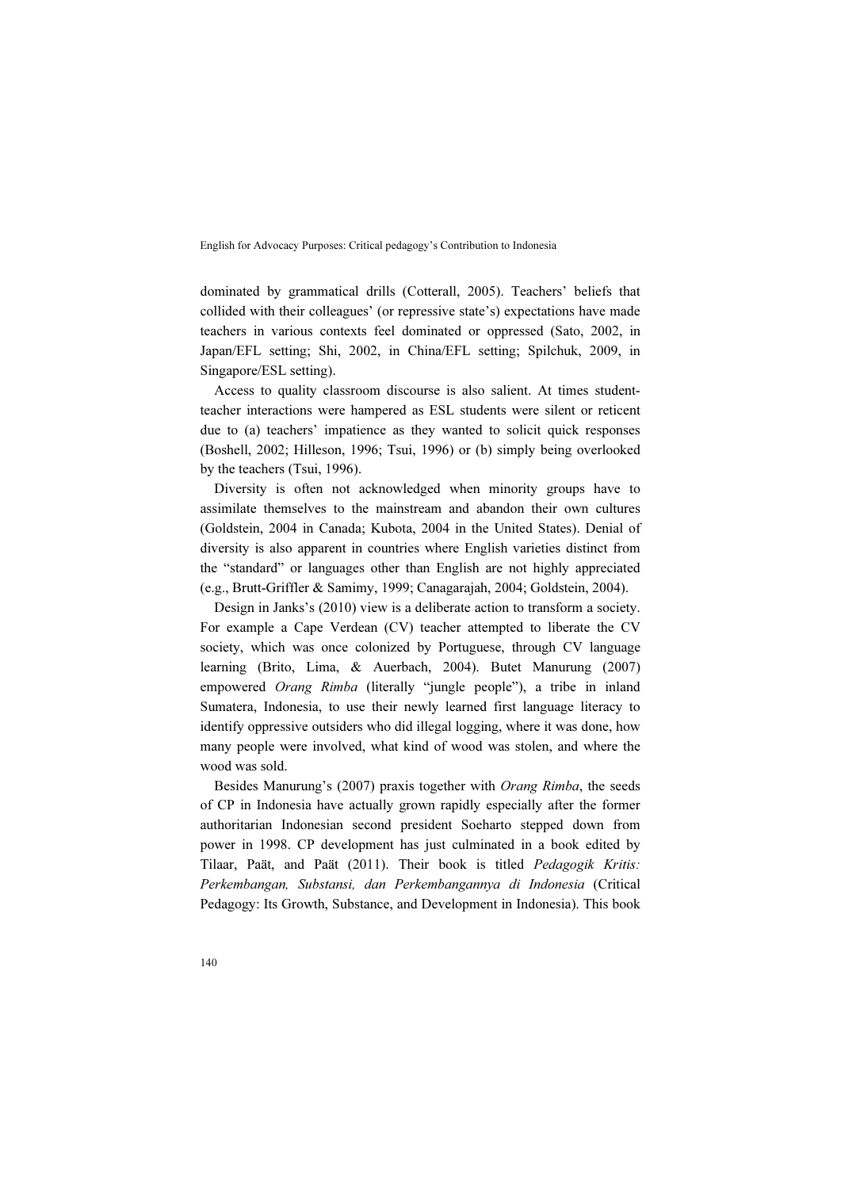dominated by grammatical drills (Cotterall, 2005). Teachers' beliefs that collided with their colleagues' (or repressive state's) expectations have made teachers in various contexts feel dominated or oppressed (Sato, 2002, in Japan/EFL setting; Shi, 2002, in China/EFL setting; Spilchuk, 2009, in Singapore/ESL setting).

Access to quality classroom discourse is also salient. At times student-teacher interactions were hampered as ESL students were silent or reticent due to (a) teachers' impatience as they wanted to solicit quick responses (Boshell, 2002; Hilleson, 1996; Tsui, 1996) or (b) simply being overlooked by the teachers (Tsui, 1996).

Diversity is often not acknowledged when minority groups have to assimilate themselves to the mainstream and abandon their own cultures (Goldstein, 2004 in Canada; Kubota, 2004 in the United States). Denial of diversity is also apparent in countries where English varieties distinct from the "standard" or languages other than English are not highly appreciated (e.g., Brutt-Griffler & Samimy, 1999; Canagarajah, 2004; Goldstein, 2004).

Design in Janks's (2010) view is a deliberate action to transform a society. For example a Cape Verdean (CV) teacher attempted to liberate the CV society, which was once colonized by Portuguese, through CV language learning (Brito, Lima, & Auerbach, 2004). Butet Manurung (2007) empowered *Orang Rimba* (literally "jungle people"), a tribe in inland Sumatera, Indonesia, to use their newly learned first language literacy to identify oppressive outsiders who did illegal logging, where it was done, how many people were involved, what kind of wood was stolen, and where the wood was sold.

Besides Manurung's (2007) praxis together with *Orang Rimba*, the seeds of CP in Indonesia have actually grown rapidly especially after the former authoritarian Indonesian second president Soeharto stepped down from power in 1998. CP development has just culminated in a book edited by Tilaar, Paät, and Paät (2011). Their book is titled *Pedagogik Kritis: Perkembangan, Substansi, dan Perkembangannya di Indonesia* (Critical Pedagogy: Its Growth, Substance, and Development in Indonesia). This book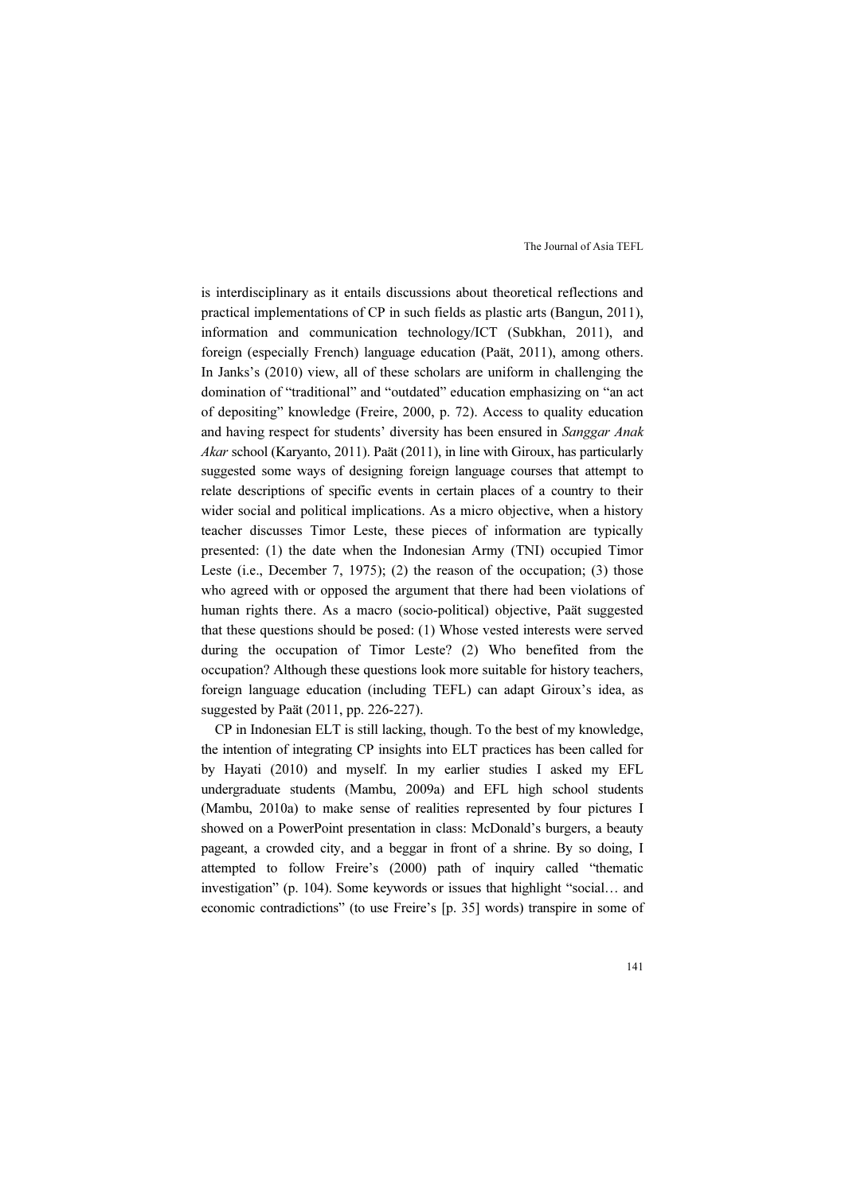is interdisciplinary as it entails discussions about theoretical reflections and practical implementations of CP in such fields as plastic arts (Bangun, 2011), information and communication technology/ICT (Subkhan, 2011), and foreign (especially French) language education (Paät, 2011), among others. In Janks's (2010) view, all of these scholars are uniform in challenging the domination of "traditional" and "outdated" education emphasizing on "an act of depositing" knowledge (Freire, 2000, p. 72). Access to quality education and having respect for students' diversity has been ensured in *Sanggar Anak Akar* school (Karyanto, 2011). Paät (2011), in line with Giroux, has particularly suggested some ways of designing foreign language courses that attempt to relate descriptions of specific events in certain places of a country to their wider social and political implications. As a micro objective, when a history teacher discusses Timor Leste, these pieces of information are typically presented: (1) the date when the Indonesian Army (TNI) occupied Timor Leste (i.e., December 7, 1975); (2) the reason of the occupation; (3) those who agreed with or opposed the argument that there had been violations of human rights there. As a macro (socio-political) objective, Paät suggested that these questions should be posed: (1) Whose vested interests were served during the occupation of Timor Leste? (2) Who benefited from the occupation? Although these questions look more suitable for history teachers, foreign language education (including TEFL) can adapt Giroux's idea, as suggested by Paät (2011, pp. 226-227).

CP in Indonesian ELT is still lacking, though. To the best of my knowledge, the intention of integrating CP insights into ELT practices has been called for by Hayati (2010) and myself. In my earlier studies I asked my EFL undergraduate students (Mambu, 2009a) and EFL high school students (Mambu, 2010a) to make sense of realities represented by four pictures I showed on a PowerPoint presentation in class: McDonald's burgers, a beauty pageant, a crowded city, and a beggar in front of a shrine. By so doing, I attempted to follow Freire's (2000) path of inquiry called "thematic investigation" (p. 104). Some keywords or issues that highlight "social… and economic contradictions" (to use Freire's [p. 35] words) transpire in some of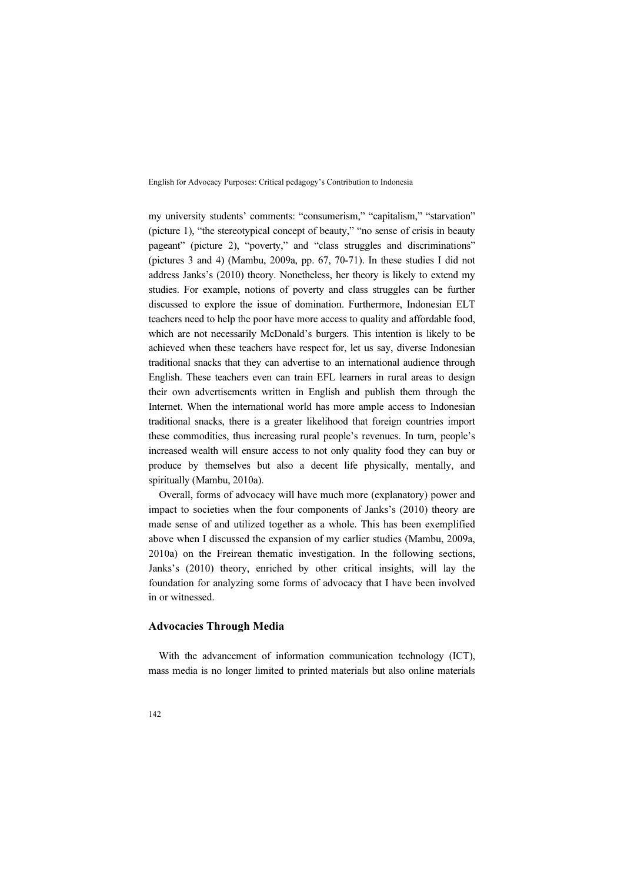my university students' comments: "consumerism," "capitalism," "starvation" (picture 1), "the stereotypical concept of beauty," "no sense of crisis in beauty pageant" (picture 2), "poverty," and "class struggles and discriminations" (pictures 3 and 4) (Mambu, 2009a, pp. 67, 70-71). In these studies I did not address Janks's (2010) theory. Nonetheless, her theory is likely to extend my studies. For example, notions of poverty and class struggles can be further discussed to explore the issue of domination. Furthermore, Indonesian ELT teachers need to help the poor have more access to quality and affordable food, which are not necessarily McDonald's burgers. This intention is likely to be achieved when these teachers have respect for, let us say, diverse Indonesian traditional snacks that they can advertise to an international audience through English. These teachers even can train EFL learners in rural areas to design their own advertisements written in English and publish them through the Internet. When the international world has more ample access to Indonesian traditional snacks, there is a greater likelihood that foreign countries import these commodities, thus increasing rural people's revenues. In turn, people's increased wealth will ensure access to not only quality food they can buy or produce by themselves but also a decent life physically, mentally, and spiritually (Mambu, 2010a).

Overall, forms of advocacy will have much more (explanatory) power and impact to societies when the four components of Janks's (2010) theory are made sense of and utilized together as a whole. This has been exemplified above when I discussed the expansion of my earlier studies (Mambu, 2009a, 2010a) on the Freirean thematic investigation. In the following sections, Janks's (2010) theory, enriched by other critical insights, will lay the foundation for analyzing some forms of advocacy that I have been involved in or witnessed.

## Advocacies Through Media

With the advancement of information communication technology (ICT), mass media is no longer limited to printed materials but also online materials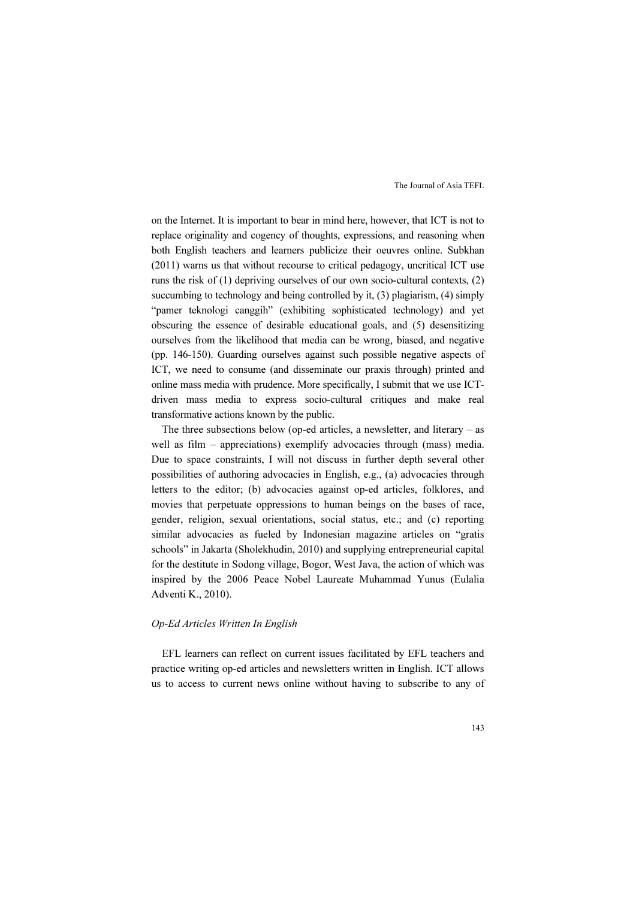on the Internet. It is important to bear in mind here, however, that ICT is not to replace originality and cogency of thoughts, expressions, and reasoning when both English teachers and learners publicize their oeuvres online. Subkhan (2011) warns us that without recourse to critical pedagogy, uncritical ICT use runs the risk of (1) depriving ourselves of our own socio-cultural contexts, (2) succumbing to technology and being controlled by it, (3) plagiarism, (4) simply "pamer teknologi canggih" (exhibiting sophisticated technology) and yet obscuring the essence of desirable educational goals, and (5) desensitizing ourselves from the likelihood that media can be wrong, biased, and negative (pp. 146-150). Guarding ourselves against such possible negative aspects of ICT, we need to consume (and disseminate our praxis through) printed and online mass media with prudence. More specifically, I submit that we use ICT-driven mass media to express socio-cultural critiques and make real transformative actions known by the public.

The three subsections below (op-ed articles, a newsletter, and literary – as well as film – appreciations) exemplify advocacies through (mass) media. Due to space constraints, I will not discuss in further depth several other possibilities of authoring advocacies in English, e.g., (a) advocacies through letters to the editor; (b) advocacies against op-ed articles, folklores, and movies that perpetuate oppressions to human beings on the bases of race, gender, religion, sexual orientations, social status, etc.; and (c) reporting similar advocacies as fueled by Indonesian magazine articles on "gratis schools" in Jakarta (Sholekhudin, 2010) and supplying entrepreneurial capital for the destitute in Sodong village, Bogor, West Java, the action of which was inspired by the 2006 Peace Nobel Laureate Muhammad Yunus (Eulalia Adventi K., 2010).

### *Op-Ed Articles Written In English*

EFL learners can reflect on current issues facilitated by EFL teachers and practice writing op-ed articles and newsletters written in English. ICT allows us to access to current news online without having to subscribe to any of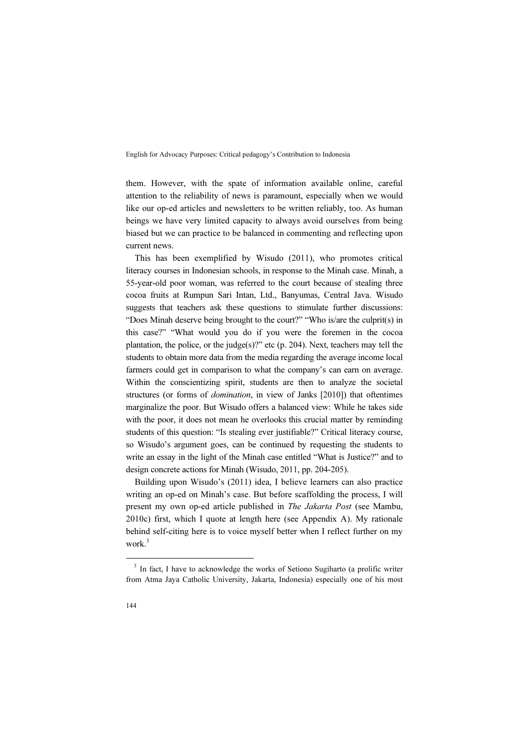them. However, with the spate of information available online, careful attention to the reliability of news is paramount, especially when we would like our op-ed articles and newsletters to be written reliably, too. As human beings we have very limited capacity to always avoid ourselves from being biased but we can practice to be balanced in commenting and reflecting upon current news.

This has been exemplified by Wisudo (2011), who promotes critical literacy courses in Indonesian schools, in response to the Minah case. Minah, a 55-year-old poor woman, was referred to the court because of stealing three cocoa fruits at Rumpun Sari Intan, Ltd., Banyumas, Central Java. Wisudo suggests that teachers ask these questions to stimulate further discussions: "Does Minah deserve being brought to the court?" "Who is/are the culprit(s) in this case?" "What would you do if you were the foremen in the cocoa plantation, the police, or the judge(s)?" etc (p. 204). Next, teachers may tell the students to obtain more data from the media regarding the average income local farmers could get in comparison to what the company's can earn on average. Within the conscientizing spirit, students are then to analyze the societal structures (or forms of *domination*, in view of Janks [2010]) that oftentimes marginalize the poor. But Wisudo offers a balanced view: While he takes side with the poor, it does not mean he overlooks this crucial matter by reminding students of this question: "Is stealing ever justifiable?" Critical literacy course, so Wisudo's argument goes, can be continued by requesting the students to write an essay in the light of the Minah case entitled "What is Justice?" and to design concrete actions for Minah (Wisudo, 2011, pp. 204-205).

Building upon Wisudo's (2011) idea, I believe learners can also practice writing an op-ed on Minah's case. But before scaffolding the process, I will present my own op-ed article published in *The Jakarta Post* (see Mambu, 2010c) first, which I quote at length here (see Appendix A). My rationale behind self-citing here is to voice myself better when I reflect further on my work.[3]

[3] In fact, I have to acknowledge the works of Setiono Sugiharto (a prolific writer from Atma Jaya Catholic University, Jakarta, Indonesia) especially one of his most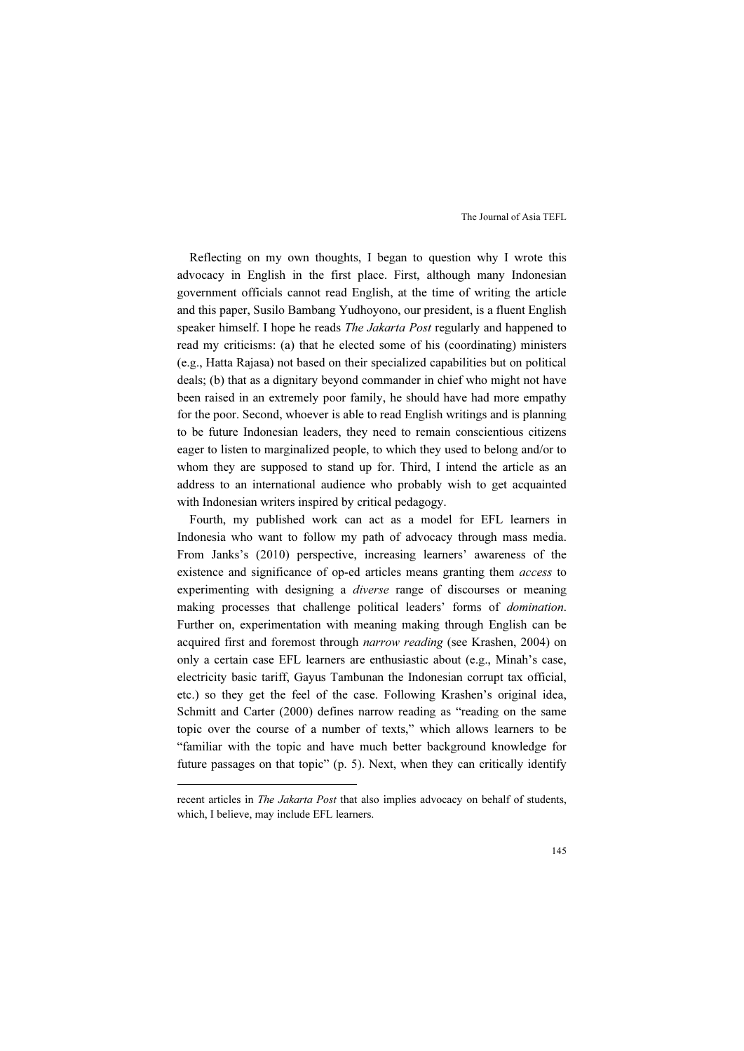Reflecting on my own thoughts, I began to question why I wrote this advocacy in English in the first place. First, although many Indonesian government officials cannot read English, at the time of writing the article and this paper, Susilo Bambang Yudhoyono, our president, is a fluent English speaker himself. I hope he reads *The Jakarta Post* regularly and happened to read my criticisms: (a) that he elected some of his (coordinating) ministers (e.g., Hatta Rajasa) not based on their specialized capabilities but on political deals; (b) that as a dignitary beyond commander in chief who might not have been raised in an extremely poor family, he should have had more empathy for the poor. Second, whoever is able to read English writings and is planning to be future Indonesian leaders, they need to remain conscientious citizens eager to listen to marginalized people, to which they used to belong and/or to whom they are supposed to stand up for. Third, I intend the article as an address to an international audience who probably wish to get acquainted with Indonesian writers inspired by critical pedagogy.

Fourth, my published work can act as a model for EFL learners in Indonesia who want to follow my path of advocacy through mass media. From Janks's (2010) perspective, increasing learners' awareness of the existence and significance of op-ed articles means granting them *access* to experimenting with designing a *diverse* range of discourses or meaning making processes that challenge political leaders' forms of *domination*. Further on, experimentation with meaning making through English can be acquired first and foremost through *narrow reading* (see Krashen, 2004) on only a certain case EFL learners are enthusiastic about (e.g., Minah's case, electricity basic tariff, Gayus Tambunan the Indonesian corrupt tax official, etc.) so they get the feel of the case. Following Krashen's original idea, Schmitt and Carter (2000) defines narrow reading as "reading on the same topic over the course of a number of texts," which allows learners to be "familiar with the topic and have much better background knowledge for future passages on that topic" (p. 5). Next, when they can critically identify

---

recent articles in *The Jakarta Post* that also implies advocacy on behalf of students, which, I believe, may include EFL learners.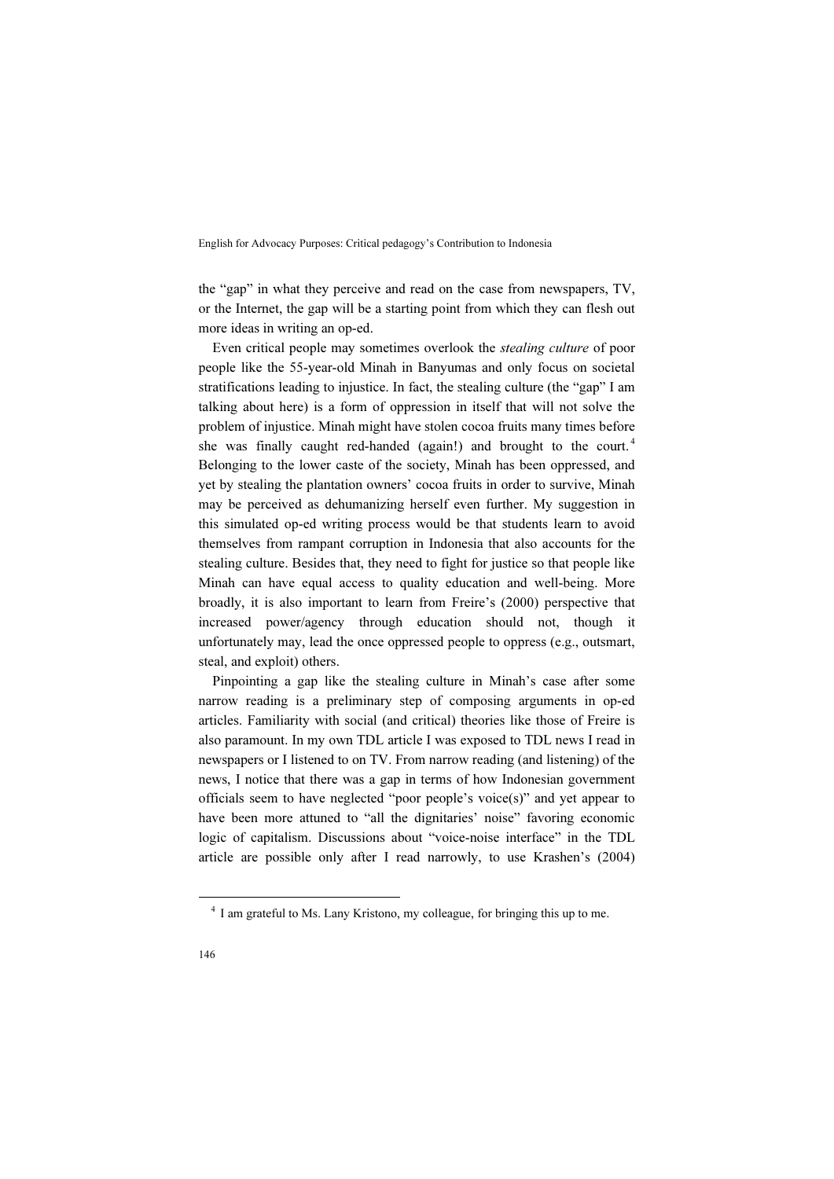the "gap" in what they perceive and read on the case from newspapers, TV, or the Internet, the gap will be a starting point from which they can flesh out more ideas in writing an op-ed.

Even critical people may sometimes overlook the *stealing culture* of poor people like the 55-year-old Minah in Banyumas and only focus on societal stratifications leading to injustice. In fact, the stealing culture (the "gap" I am talking about here) is a form of oppression in itself that will not solve the problem of injustice. Minah might have stolen cocoa fruits many times before she was finally caught red-handed (again!) and brought to the court.[4] Belonging to the lower caste of the society, Minah has been oppressed, and yet by stealing the plantation owners' cocoa fruits in order to survive, Minah may be perceived as dehumanizing herself even further. My suggestion in this simulated op-ed writing process would be that students learn to avoid themselves from rampant corruption in Indonesia that also accounts for the stealing culture. Besides that, they need to fight for justice so that people like Minah can have equal access to quality education and well-being. More broadly, it is also important to learn from Freire's (2000) perspective that increased power/agency through education should not, though it unfortunately may, lead the once oppressed people to oppress (e.g., outsmart, steal, and exploit) others.

Pinpointing a gap like the stealing culture in Minah's case after some narrow reading is a preliminary step of composing arguments in op-ed articles. Familiarity with social (and critical) theories like those of Freire is also paramount. In my own TDL article I was exposed to TDL news I read in newspapers or I listened to on TV. From narrow reading (and listening) of the news, I notice that there was a gap in terms of how Indonesian government officials seem to have neglected "poor people's voice(s)" and yet appear to have been more attuned to "all the dignitaries' noise" favoring economic logic of capitalism. Discussions about "voice-noise interface" in the TDL article are possible only after I read narrowly, to use Krashen's (2004)

[4] I am grateful to Ms. Lany Kristono, my colleague, for bringing this up to me.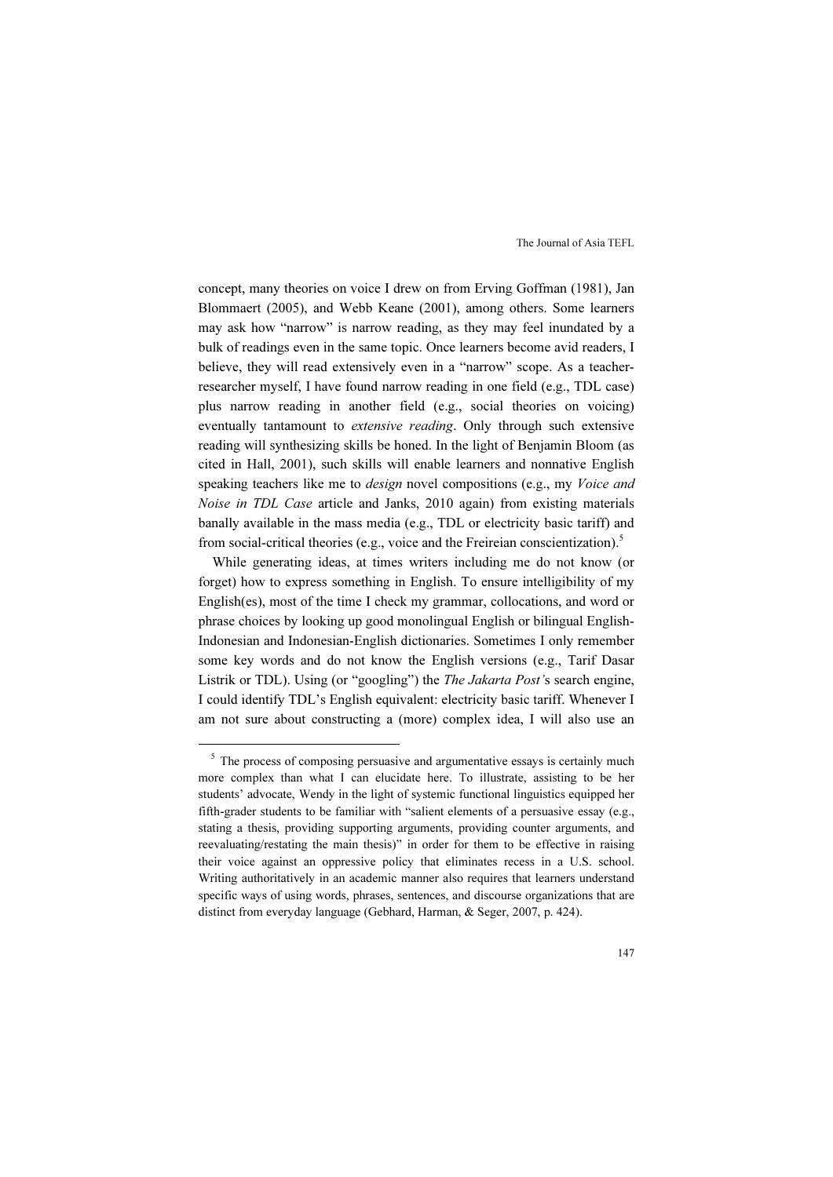concept, many theories on voice I drew on from Erving Goffman (1981), Jan Blommaert (2005), and Webb Keane (2001), among others. Some learners may ask how "narrow" is narrow reading, as they may feel inundated by a bulk of readings even in the same topic. Once learners become avid readers, I believe, they will read extensively even in a "narrow" scope. As a teacher-researcher myself, I have found narrow reading in one field (e.g., TDL case) plus narrow reading in another field (e.g., social theories on voicing) eventually tantamount to *extensive reading*. Only through such extensive reading will synthesizing skills be honed. In the light of Benjamin Bloom (as cited in Hall, 2001), such skills will enable learners and nonnative English speaking teachers like me to *design* novel compositions (e.g., my *Voice and Noise in TDL Case* article and Janks, 2010 again) from existing materials banally available in the mass media (e.g., TDL or electricity basic tariff) and from social-critical theories (e.g., voice and the Freireian conscientization).[5]

While generating ideas, at times writers including me do not know (or forget) how to express something in English. To ensure intelligibility of my English(es), most of the time I check my grammar, collocations, and word or phrase choices by looking up good monolingual English or bilingual English-Indonesian and Indonesian-English dictionaries. Sometimes I only remember some key words and do not know the English versions (e.g., Tarif Dasar Listrik or TDL). Using (or "googling") the *The Jakarta Post'*s search engine, I could identify TDL's English equivalent: electricity basic tariff. Whenever I am not sure about constructing a (more) complex idea, I will also use an

---

[5] The process of composing persuasive and argumentative essays is certainly much more complex than what I can elucidate here. To illustrate, assisting to be her students' advocate, Wendy in the light of systemic functional linguistics equipped her fifth-grader students to be familiar with "salient elements of a persuasive essay (e.g., stating a thesis, providing supporting arguments, providing counter arguments, and reevaluating/restating the main thesis)" in order for them to be effective in raising their voice against an oppressive policy that eliminates recess in a U.S. school. Writing authoritatively in an academic manner also requires that learners understand specific ways of using words, phrases, sentences, and discourse organizations that are distinct from everyday language (Gebhard, Harman, & Seger, 2007, p. 424).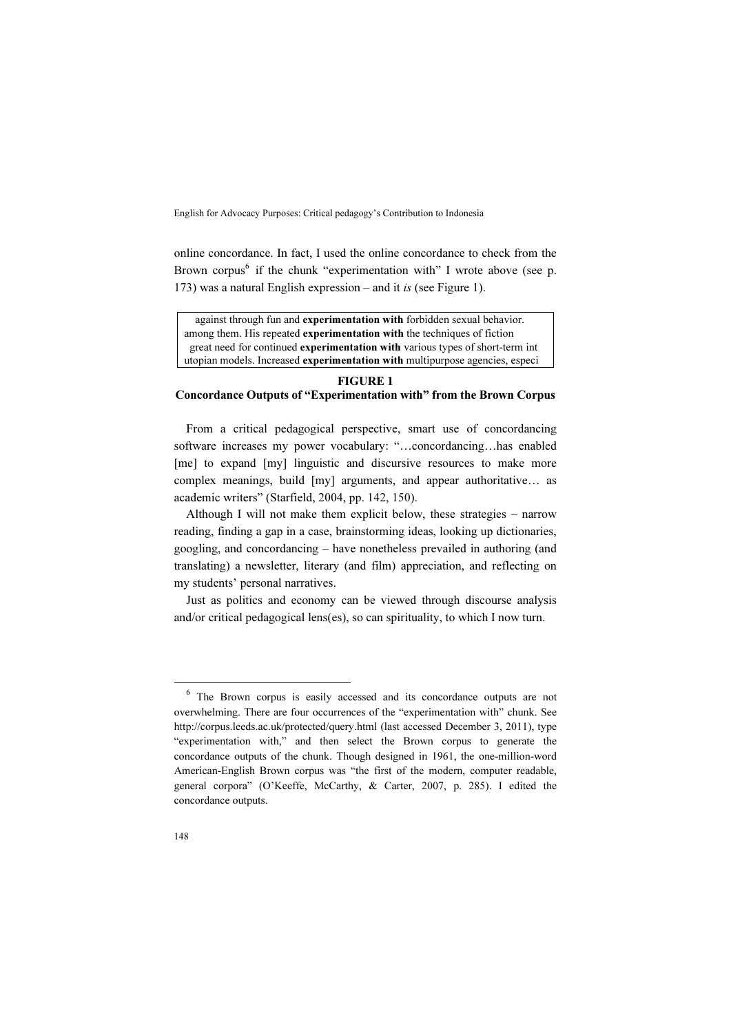online concordance. In fact, I used the online concordance to check from the Brown corpus[6] if the chunk "experimentation with" I wrote above (see p. 173) was a natural English expression – and it *is* (see Figure 1).

```
  against through fun and experimentation with forbidden sexual behavior.
among them. His repeated experimentation with the techniques of fiction
  great need for continued experimentation with various types of short-term int
utopian models. Increased experimentation with multipurpose agencies, especi
```

**FIGURE 1**
**Concordance Outputs of "Experimentation with" from the Brown Corpus**

From a critical pedagogical perspective, smart use of concordancing software increases my power vocabulary: "…concordancing…has enabled [me] to expand [my] linguistic and discursive resources to make more complex meanings, build [my] arguments, and appear authoritative… as academic writers" (Starfield, 2004, pp. 142, 150).

Although I will not make them explicit below, these strategies – narrow reading, finding a gap in a case, brainstorming ideas, looking up dictionaries, googling, and concordancing – have nonetheless prevailed in authoring (and translating) a newsletter, literary (and film) appreciation, and reflecting on my students' personal narratives.

Just as politics and economy can be viewed through discourse analysis and/or critical pedagogical lens(es), so can spirituality, to which I now turn.

---

[6] The Brown corpus is easily accessed and its concordance outputs are not overwhelming. There are four occurrences of the "experimentation with" chunk. See http://corpus.leeds.ac.uk/protected/query.html (last accessed December 3, 2011), type "experimentation with," and then select the Brown corpus to generate the concordance outputs of the chunk. Though designed in 1961, the one-million-word American-English Brown corpus was "the first of the modern, computer readable, general corpora" (O'Keeffe, McCarthy, & Carter, 2007, p. 285). I edited the concordance outputs.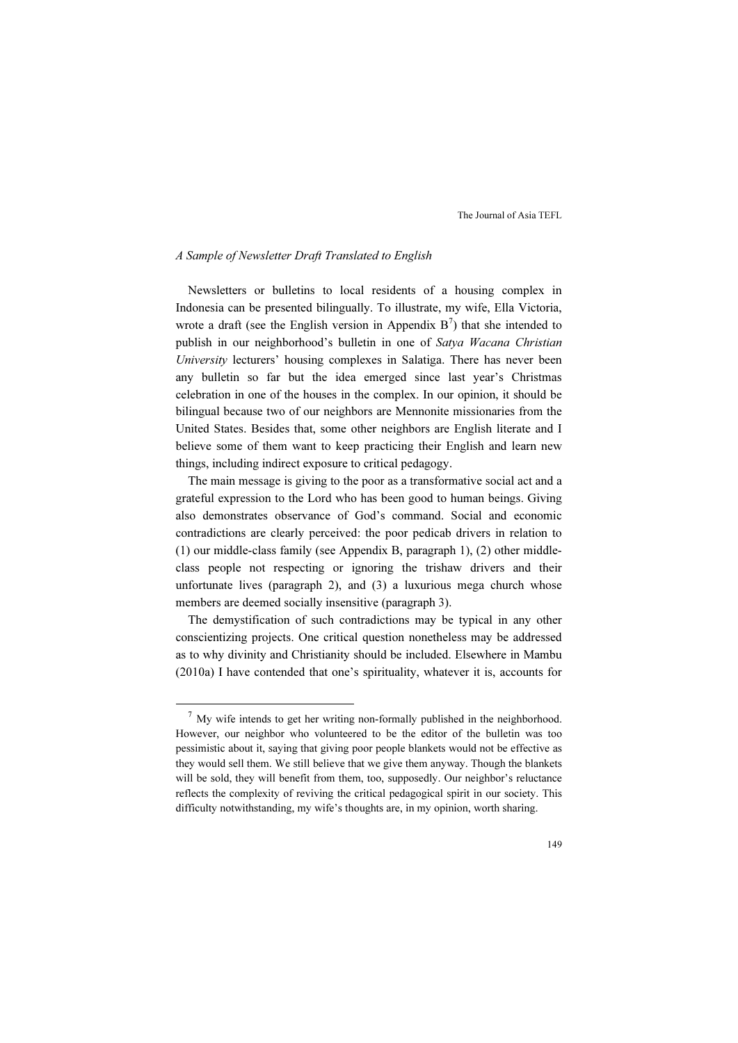### *A Sample of Newsletter Draft Translated to English*

Newsletters or bulletins to local residents of a housing complex in Indonesia can be presented bilingually. To illustrate, my wife, Ella Victoria, wrote a draft (see the English version in Appendix B[7]) that she intended to publish in our neighborhood's bulletin in one of *Satya Wacana Christian University* lecturers' housing complexes in Salatiga. There has never been any bulletin so far but the idea emerged since last year's Christmas celebration in one of the houses in the complex. In our opinion, it should be bilingual because two of our neighbors are Mennonite missionaries from the United States. Besides that, some other neighbors are English literate and I believe some of them want to keep practicing their English and learn new things, including indirect exposure to critical pedagogy.

The main message is giving to the poor as a transformative social act and a grateful expression to the Lord who has been good to human beings. Giving also demonstrates observance of God's command. Social and economic contradictions are clearly perceived: the poor pedicab drivers in relation to (1) our middle-class family (see Appendix B, paragraph 1), (2) other middle-class people not respecting or ignoring the trishaw drivers and their unfortunate lives (paragraph 2), and (3) a luxurious mega church whose members are deemed socially insensitive (paragraph 3).

The demystification of such contradictions may be typical in any other conscientizing projects. One critical question nonetheless may be addressed as to why divinity and Christianity should be included. Elsewhere in Mambu (2010a) I have contended that one's spirituality, whatever it is, accounts for

---

[7] My wife intends to get her writing non-formally published in the neighborhood. However, our neighbor who volunteered to be the editor of the bulletin was too pessimistic about it, saying that giving poor people blankets would not be effective as they would sell them. We still believe that we give them anyway. Though the blankets will be sold, they will benefit from them, too, supposedly. Our neighbor's reluctance reflects the complexity of reviving the critical pedagogical spirit in our society. This difficulty notwithstanding, my wife's thoughts are, in my opinion, worth sharing.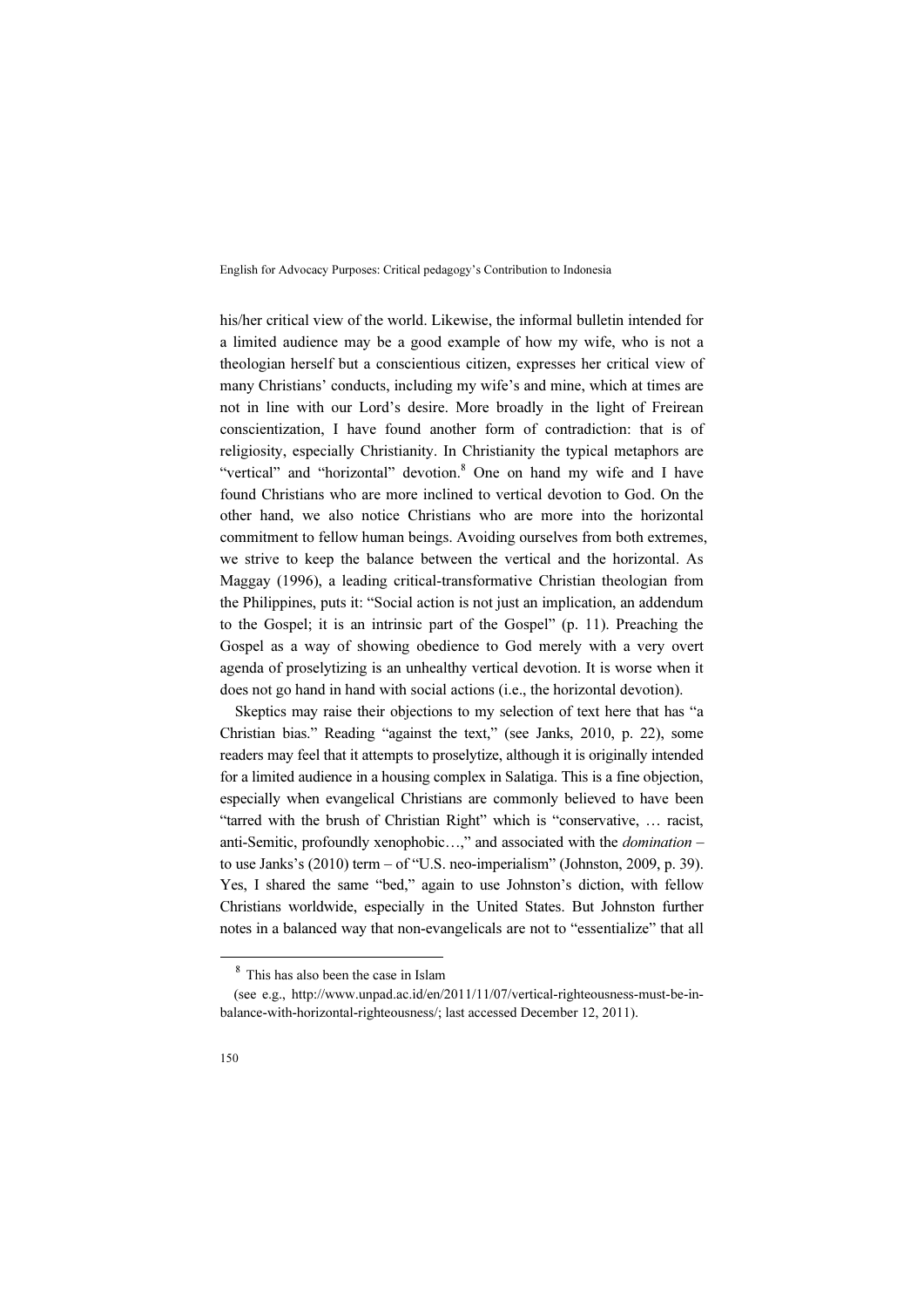his/her critical view of the world. Likewise, the informal bulletin intended for a limited audience may be a good example of how my wife, who is not a theologian herself but a conscientious citizen, expresses her critical view of many Christians' conducts, including my wife's and mine, which at times are not in line with our Lord's desire. More broadly in the light of Freirean conscientization, I have found another form of contradiction: that is of religiosity, especially Christianity. In Christianity the typical metaphors are "vertical" and "horizontal" devotion.[8] One on hand my wife and I have found Christians who are more inclined to vertical devotion to God. On the other hand, we also notice Christians who are more into the horizontal commitment to fellow human beings. Avoiding ourselves from both extremes, we strive to keep the balance between the vertical and the horizontal. As Maggay (1996), a leading critical-transformative Christian theologian from the Philippines, puts it: "Social action is not just an implication, an addendum to the Gospel; it is an intrinsic part of the Gospel" (p. 11). Preaching the Gospel as a way of showing obedience to God merely with a very overt agenda of proselytizing is an unhealthy vertical devotion. It is worse when it does not go hand in hand with social actions (i.e., the horizontal devotion).

Skeptics may raise their objections to my selection of text here that has "a Christian bias." Reading "against the text," (see Janks, 2010, p. 22), some readers may feel that it attempts to proselytize, although it is originally intended for a limited audience in a housing complex in Salatiga. This is a fine objection, especially when evangelical Christians are commonly believed to have been "tarred with the brush of Christian Right" which is "conservative, … racist, anti-Semitic, profoundly xenophobic…," and associated with the *domination* – to use Janks's (2010) term – of "U.S. neo-imperialism" (Johnston, 2009, p. 39). Yes, I shared the same "bed," again to use Johnston's diction, with fellow Christians worldwide, especially in the United States. But Johnston further notes in a balanced way that non-evangelicals are not to "essentialize" that all

---

[8] This has also been the case in Islam (see e.g., http://www.unpad.ac.id/en/2011/11/07/vertical-righteousness-must-be-in-balance-with-horizontal-righteousness/; last accessed December 12, 2011).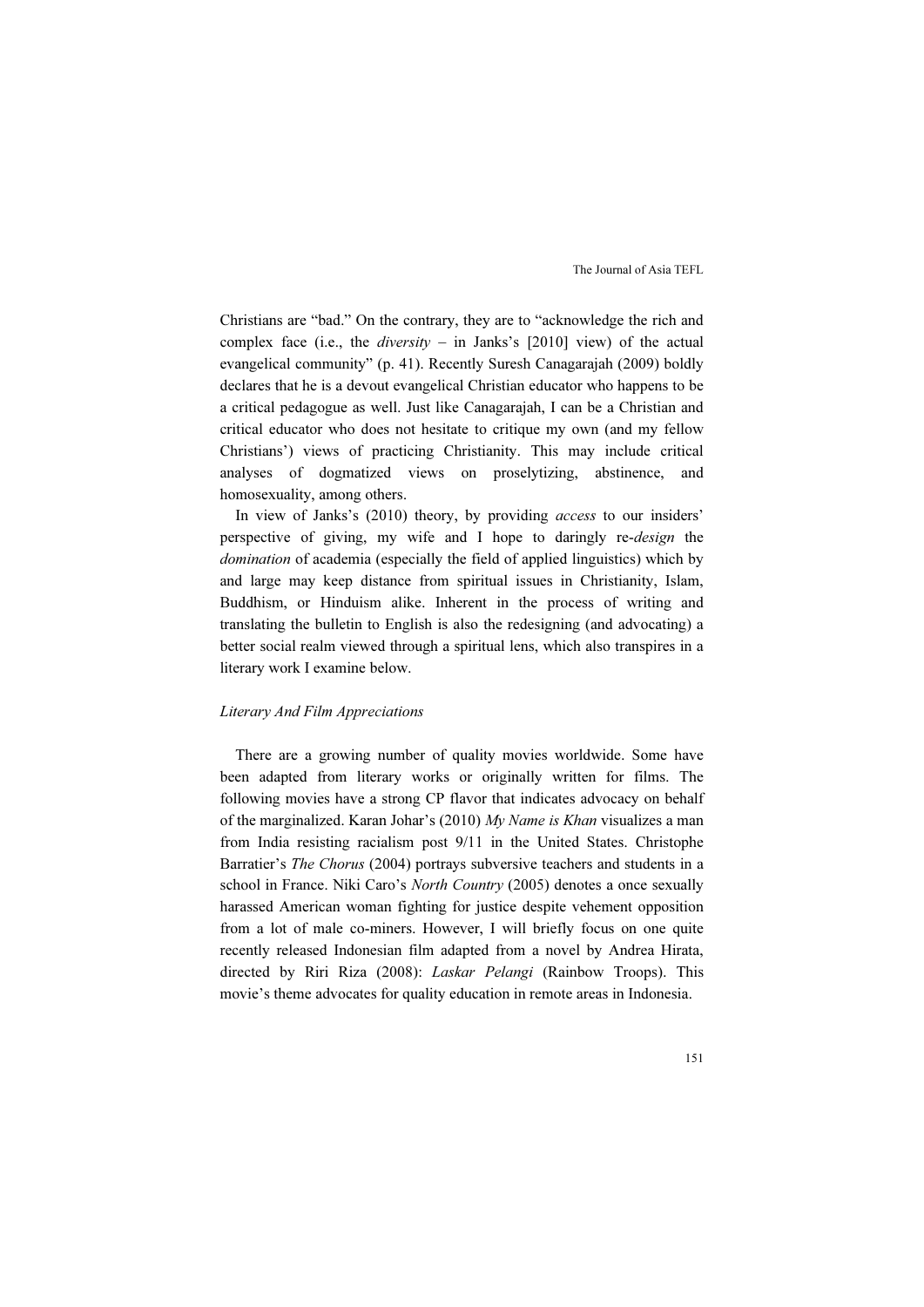Christians are "bad." On the contrary, they are to "acknowledge the rich and complex face (i.e., the *diversity* – in Janks's [2010] view) of the actual evangelical community" (p. 41). Recently Suresh Canagarajah (2009) boldly declares that he is a devout evangelical Christian educator who happens to be a critical pedagogue as well. Just like Canagarajah, I can be a Christian and critical educator who does not hesitate to critique my own (and my fellow Christians') views of practicing Christianity. This may include critical analyses of dogmatized views on proselytizing, abstinence, and homosexuality, among others.

In view of Janks's (2010) theory, by providing *access* to our insiders' perspective of giving, my wife and I hope to daringly re-*design* the *domination* of academia (especially the field of applied linguistics) which by and large may keep distance from spiritual issues in Christianity, Islam, Buddhism, or Hinduism alike. Inherent in the process of writing and translating the bulletin to English is also the redesigning (and advocating) a better social realm viewed through a spiritual lens, which also transpires in a literary work I examine below.

### *Literary And Film Appreciations*

There are a growing number of quality movies worldwide. Some have been adapted from literary works or originally written for films. The following movies have a strong CP flavor that indicates advocacy on behalf of the marginalized. Karan Johar's (2010) *My Name is Khan* visualizes a man from India resisting racialism post 9/11 in the United States. Christophe Barratier's *The Chorus* (2004) portrays subversive teachers and students in a school in France. Niki Caro's *North Country* (2005) denotes a once sexually harassed American woman fighting for justice despite vehement opposition from a lot of male co-miners. However, I will briefly focus on one quite recently released Indonesian film adapted from a novel by Andrea Hirata, directed by Riri Riza (2008): *Laskar Pelangi* (Rainbow Troops). This movie's theme advocates for quality education in remote areas in Indonesia.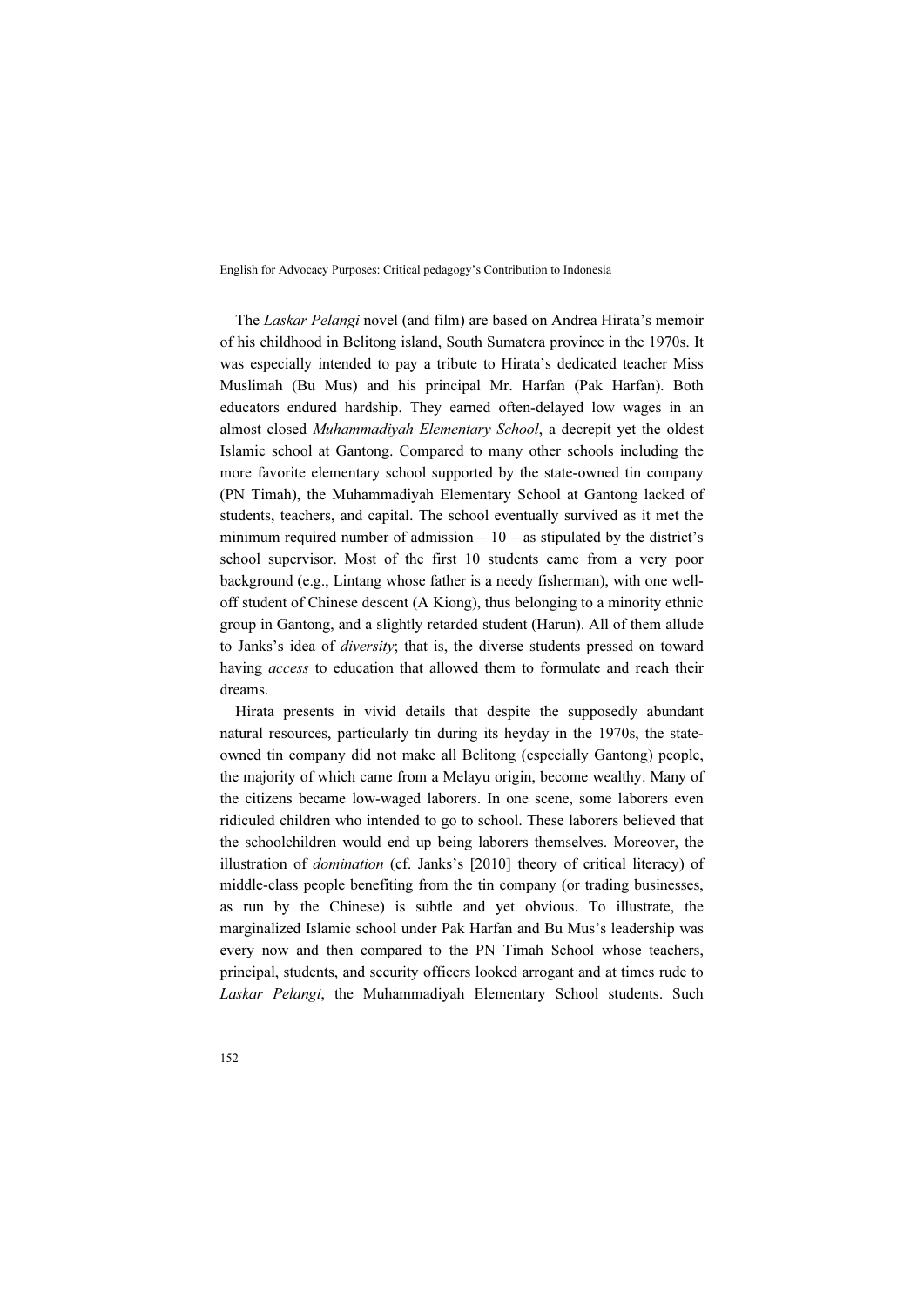The *Laskar Pelangi* novel (and film) are based on Andrea Hirata's memoir of his childhood in Belitong island, South Sumatera province in the 1970s. It was especially intended to pay a tribute to Hirata's dedicated teacher Miss Muslimah (Bu Mus) and his principal Mr. Harfan (Pak Harfan). Both educators endured hardship. They earned often-delayed low wages in an almost closed *Muhammadiyah Elementary School*, a decrepit yet the oldest Islamic school at Gantong. Compared to many other schools including the more favorite elementary school supported by the state-owned tin company (PN Timah), the Muhammadiyah Elementary School at Gantong lacked of students, teachers, and capital. The school eventually survived as it met the minimum required number of admission – 10 – as stipulated by the district's school supervisor. Most of the first 10 students came from a very poor background (e.g., Lintang whose father is a needy fisherman), with one well-off student of Chinese descent (A Kiong), thus belonging to a minority ethnic group in Gantong, and a slightly retarded student (Harun). All of them allude to Janks's idea of *diversity*; that is, the diverse students pressed on toward having *access* to education that allowed them to formulate and reach their dreams.

Hirata presents in vivid details that despite the supposedly abundant natural resources, particularly tin during its heyday in the 1970s, the state-owned tin company did not make all Belitong (especially Gantong) people, the majority of which came from a Melayu origin, become wealthy. Many of the citizens became low-waged laborers. In one scene, some laborers even ridiculed children who intended to go to school. These laborers believed that the schoolchildren would end up being laborers themselves. Moreover, the illustration of *domination* (cf. Janks's [2010] theory of critical literacy) of middle-class people benefiting from the tin company (or trading businesses, as run by the Chinese) is subtle and yet obvious. To illustrate, the marginalized Islamic school under Pak Harfan and Bu Mus's leadership was every now and then compared to the PN Timah School whose teachers, principal, students, and security officers looked arrogant and at times rude to *Laskar Pelangi*, the Muhammadiyah Elementary School students. Such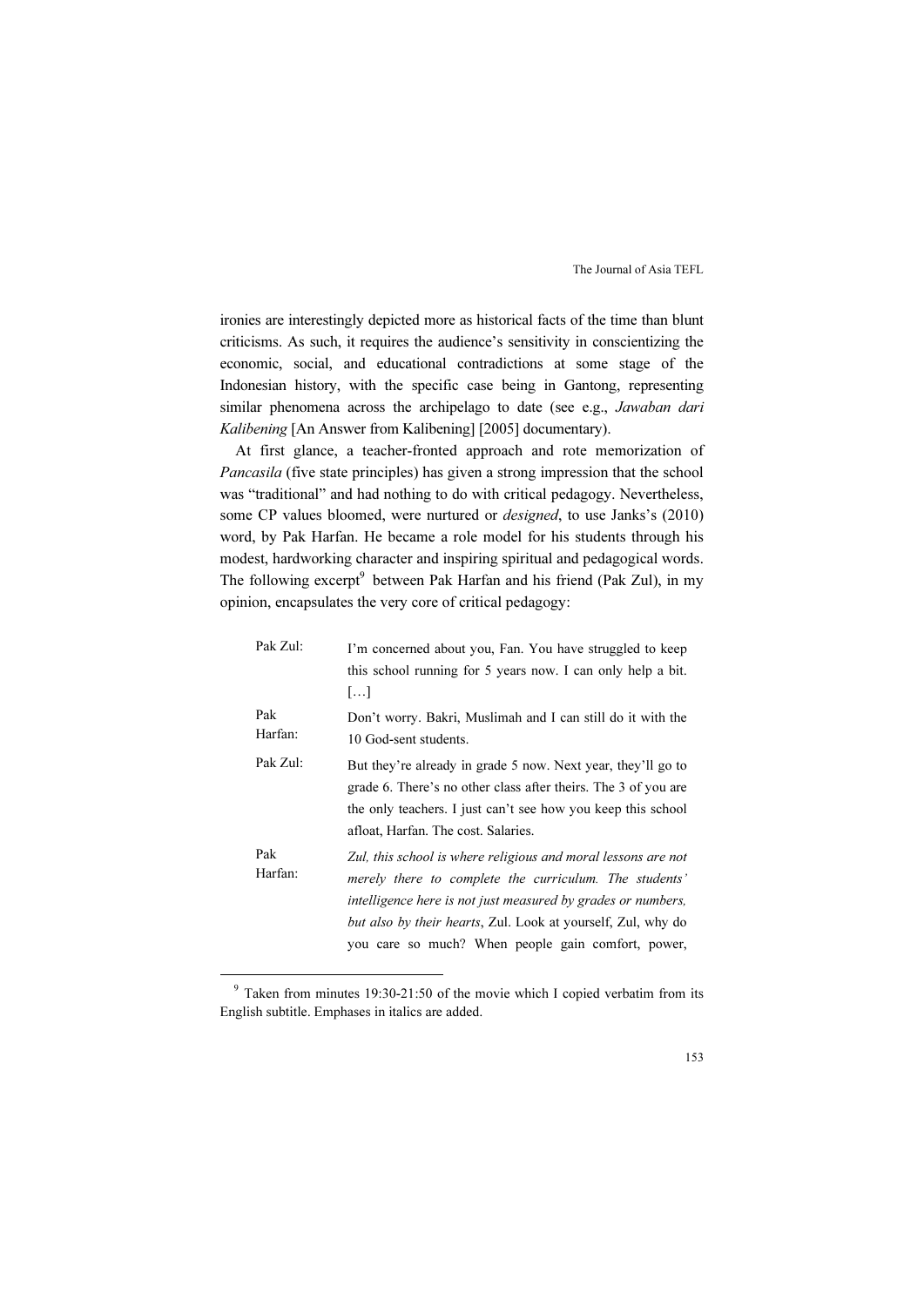ironies are interestingly depicted more as historical facts of the time than blunt criticisms. As such, it requires the audience's sensitivity in conscientizing the economic, social, and educational contradictions at some stage of the Indonesian history, with the specific case being in Gantong, representing similar phenomena across the archipelago to date (see e.g., *Jawaban dari Kalibening* [An Answer from Kalibening] [2005] documentary).

At first glance, a teacher-fronted approach and rote memorization of *Pancasila* (five state principles) has given a strong impression that the school was "traditional" and had nothing to do with critical pedagogy. Nevertheless, some CP values bloomed, were nurtured or *designed*, to use Janks's (2010) word, by Pak Harfan. He became a role model for his students through his modest, hardworking character and inspiring spiritual and pedagogical words. The following excerpt[9] between Pak Harfan and his friend (Pak Zul), in my opinion, encapsulates the very core of critical pedagogy:

| | |
|---|---|
| Pak Zul: | I'm concerned about you, Fan. You have struggled to keep this school running for 5 years now. I can only help a bit. […] |
| Pak Harfan: | Don't worry. Bakri, Muslimah and I can still do it with the 10 God-sent students. |
| Pak Zul: | But they're already in grade 5 now. Next year, they'll go to grade 6. There's no other class after theirs. The 3 of you are the only teachers. I just can't see how you keep this school afloat, Harfan. The cost. Salaries. |
| Pak Harfan: | *Zul, this school is where religious and moral lessons are not merely there to complete the curriculum. The students' intelligence here is not just measured by grades or numbers, but also by their hearts*, Zul. Look at yourself, Zul, why do you care so much? When people gain comfort, power, |

[9] Taken from minutes 19:30-21:50 of the movie which I copied verbatim from its English subtitle. Emphases in italics are added.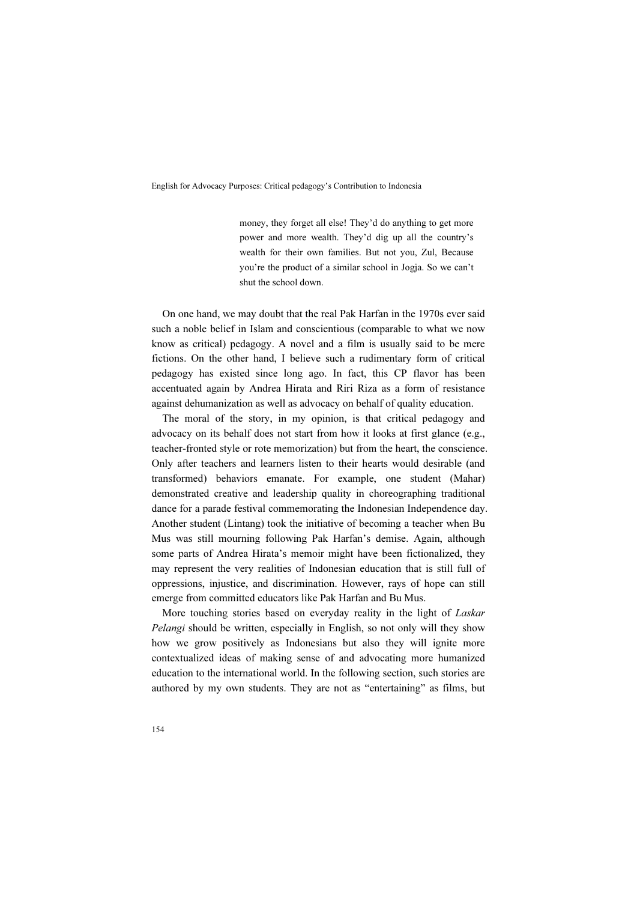> money, they forget all else! They'd do anything to get more power and more wealth. They'd dig up all the country's wealth for their own families. But not you, Zul, Because you're the product of a similar school in Jogja. So we can't shut the school down.

On one hand, we may doubt that the real Pak Harfan in the 1970s ever said such a noble belief in Islam and conscientious (comparable to what we now know as critical) pedagogy. A novel and a film is usually said to be mere fictions. On the other hand, I believe such a rudimentary form of critical pedagogy has existed since long ago. In fact, this CP flavor has been accentuated again by Andrea Hirata and Riri Riza as a form of resistance against dehumanization as well as advocacy on behalf of quality education.

The moral of the story, in my opinion, is that critical pedagogy and advocacy on its behalf does not start from how it looks at first glance (e.g., teacher-fronted style or rote memorization) but from the heart, the conscience. Only after teachers and learners listen to their hearts would desirable (and transformed) behaviors emanate. For example, one student (Mahar) demonstrated creative and leadership quality in choreographing traditional dance for a parade festival commemorating the Indonesian Independence day. Another student (Lintang) took the initiative of becoming a teacher when Bu Mus was still mourning following Pak Harfan's demise. Again, although some parts of Andrea Hirata's memoir might have been fictionalized, they may represent the very realities of Indonesian education that is still full of oppressions, injustice, and discrimination. However, rays of hope can still emerge from committed educators like Pak Harfan and Bu Mus.

More touching stories based on everyday reality in the light of *Laskar Pelangi* should be written, especially in English, so not only will they show how we grow positively as Indonesians but also they will ignite more contextualized ideas of making sense of and advocating more humanized education to the international world. In the following section, such stories are authored by my own students. They are not as "entertaining" as films, but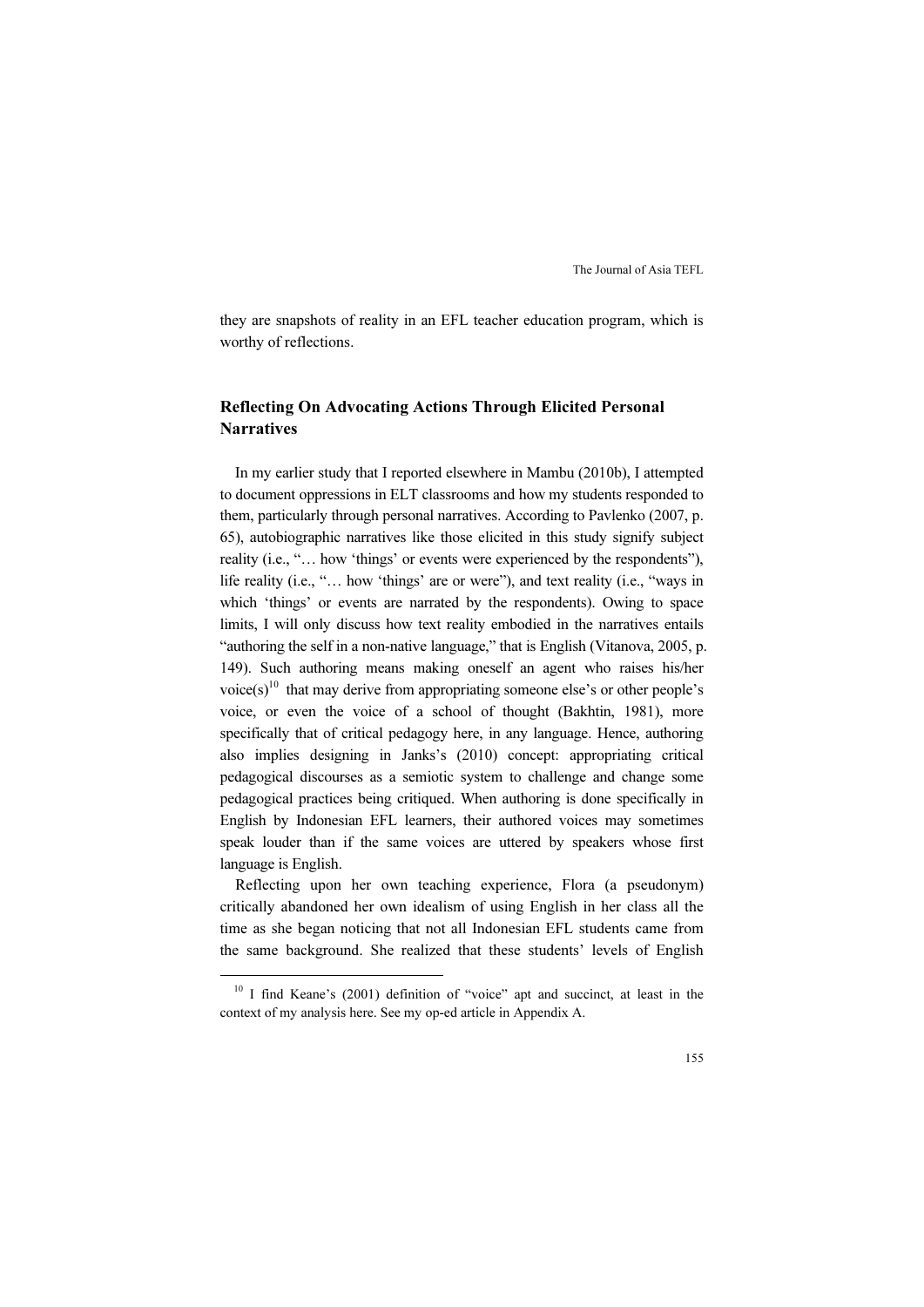they are snapshots of reality in an EFL teacher education program, which is worthy of reflections.

## Reflecting On Advocating Actions Through Elicited Personal Narratives

In my earlier study that I reported elsewhere in Mambu (2010b), I attempted to document oppressions in ELT classrooms and how my students responded to them, particularly through personal narratives. According to Pavlenko (2007, p. 65), autobiographic narratives like those elicited in this study signify subject reality (i.e., "… how 'things' or events were experienced by the respondents"), life reality (i.e., "… how 'things' are or were"), and text reality (i.e., "ways in which 'things' or events are narrated by the respondents). Owing to space limits, I will only discuss how text reality embodied in the narratives entails "authoring the self in a non-native language," that is English (Vitanova, 2005, p. 149). Such authoring means making oneself an agent who raises his/her voice(s)[10] that may derive from appropriating someone else's or other people's voice, or even the voice of a school of thought (Bakhtin, 1981), more specifically that of critical pedagogy here, in any language. Hence, authoring also implies designing in Janks's (2010) concept: appropriating critical pedagogical discourses as a semiotic system to challenge and change some pedagogical practices being critiqued. When authoring is done specifically in English by Indonesian EFL learners, their authored voices may sometimes speak louder than if the same voices are uttered by speakers whose first language is English.

Reflecting upon her own teaching experience, Flora (a pseudonym) critically abandoned her own idealism of using English in her class all the time as she began noticing that not all Indonesian EFL students came from the same background. She realized that these students' levels of English

[10] I find Keane's (2001) definition of "voice" apt and succinct, at least in the context of my analysis here. See my op-ed article in Appendix A.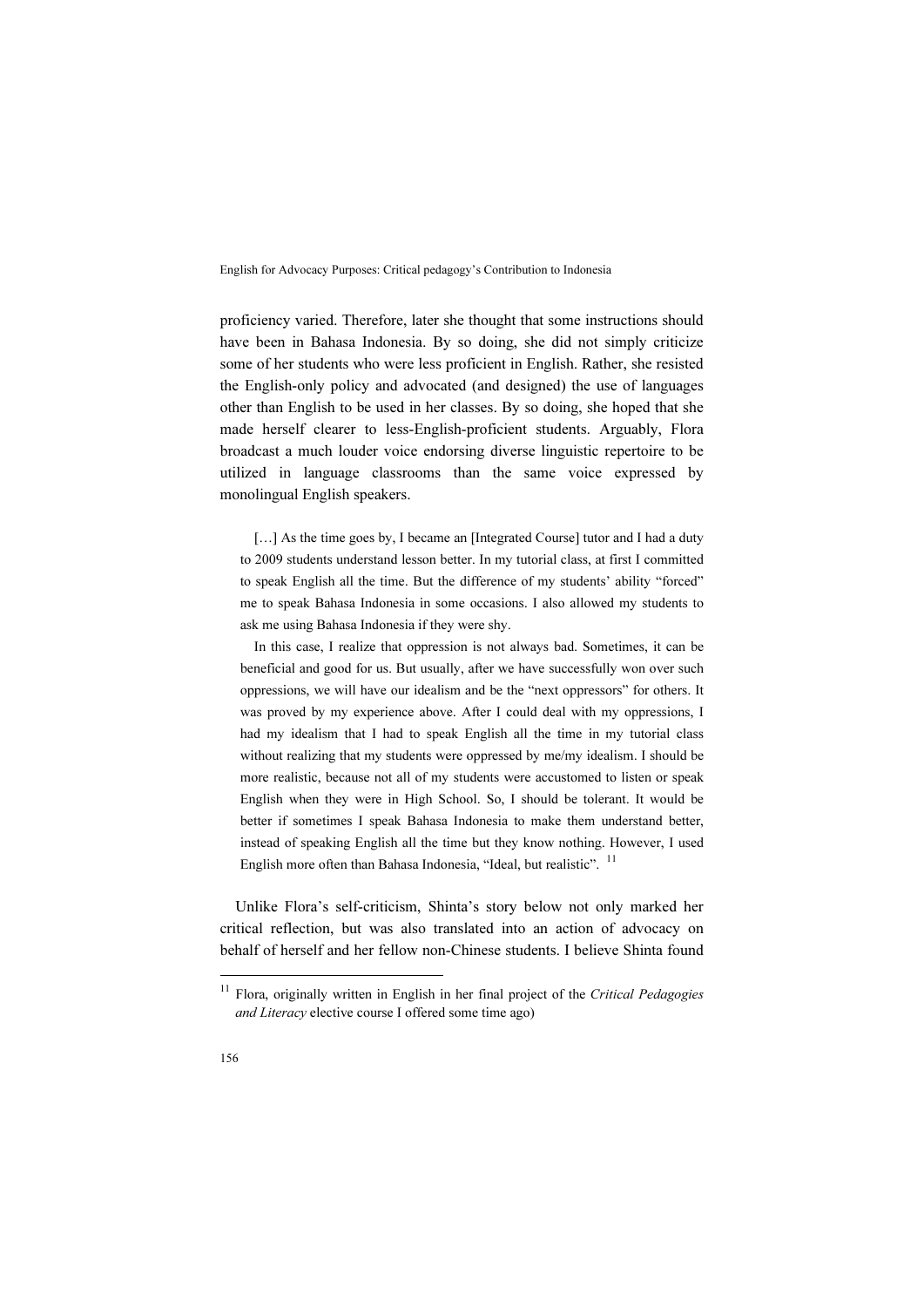proficiency varied. Therefore, later she thought that some instructions should have been in Bahasa Indonesia. By so doing, she did not simply criticize some of her students who were less proficient in English. Rather, she resisted the English-only policy and advocated (and designed) the use of languages other than English to be used in her classes. By so doing, she hoped that she made herself clearer to less-English-proficient students. Arguably, Flora broadcast a much louder voice endorsing diverse linguistic repertoire to be utilized in language classrooms than the same voice expressed by monolingual English speakers.

> […] As the time goes by, I became an [Integrated Course] tutor and I had a duty to 2009 students understand lesson better. In my tutorial class, at first I committed to speak English all the time. But the difference of my students' ability "forced" me to speak Bahasa Indonesia in some occasions. I also allowed my students to ask me using Bahasa Indonesia if they were shy.
>
> In this case, I realize that oppression is not always bad. Sometimes, it can be beneficial and good for us. But usually, after we have successfully won over such oppressions, we will have our idealism and be the "next oppressors" for others. It was proved by my experience above. After I could deal with my oppressions, I had my idealism that I had to speak English all the time in my tutorial class without realizing that my students were oppressed by me/my idealism. I should be more realistic, because not all of my students were accustomed to listen or speak English when they were in High School. So, I should be tolerant. It would be better if sometimes I speak Bahasa Indonesia to make them understand better, instead of speaking English all the time but they know nothing. However, I used English more often than Bahasa Indonesia, "Ideal, but realistic". [11]

Unlike Flora's self-criticism, Shinta's story below not only marked her critical reflection, but was also translated into an action of advocacy on behalf of herself and her fellow non-Chinese students. I believe Shinta found

[11] Flora, originally written in English in her final project of the *Critical Pedagogies and Literacy* elective course I offered some time ago)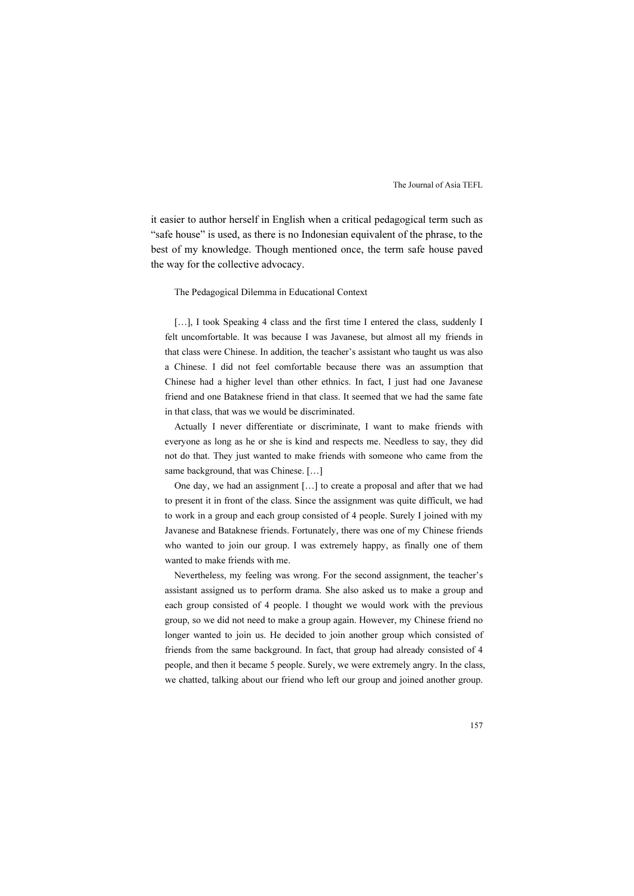it easier to author herself in English when a critical pedagogical term such as "safe house" is used, as there is no Indonesian equivalent of the phrase, to the best of my knowledge. Though mentioned once, the term safe house paved the way for the collective advocacy.

> The Pedagogical Dilemma in Educational Context
>
> […], I took Speaking 4 class and the first time I entered the class, suddenly I felt uncomfortable. It was because I was Javanese, but almost all my friends in that class were Chinese. In addition, the teacher's assistant who taught us was also a Chinese. I did not feel comfortable because there was an assumption that Chinese had a higher level than other ethnics. In fact, I just had one Javanese friend and one Bataknese friend in that class. It seemed that we had the same fate in that class, that was we would be discriminated.
>
> Actually I never differentiate or discriminate, I want to make friends with everyone as long as he or she is kind and respects me. Needless to say, they did not do that. They just wanted to make friends with someone who came from the same background, that was Chinese. […]
>
> One day, we had an assignment […] to create a proposal and after that we had to present it in front of the class. Since the assignment was quite difficult, we had to work in a group and each group consisted of 4 people. Surely I joined with my Javanese and Bataknese friends. Fortunately, there was one of my Chinese friends who wanted to join our group. I was extremely happy, as finally one of them wanted to make friends with me.
>
> Nevertheless, my feeling was wrong. For the second assignment, the teacher's assistant assigned us to perform drama. She also asked us to make a group and each group consisted of 4 people. I thought we would work with the previous group, so we did not need to make a group again. However, my Chinese friend no longer wanted to join us. He decided to join another group which consisted of friends from the same background. In fact, that group had already consisted of 4 people, and then it became 5 people. Surely, we were extremely angry. In the class, we chatted, talking about our friend who left our group and joined another group.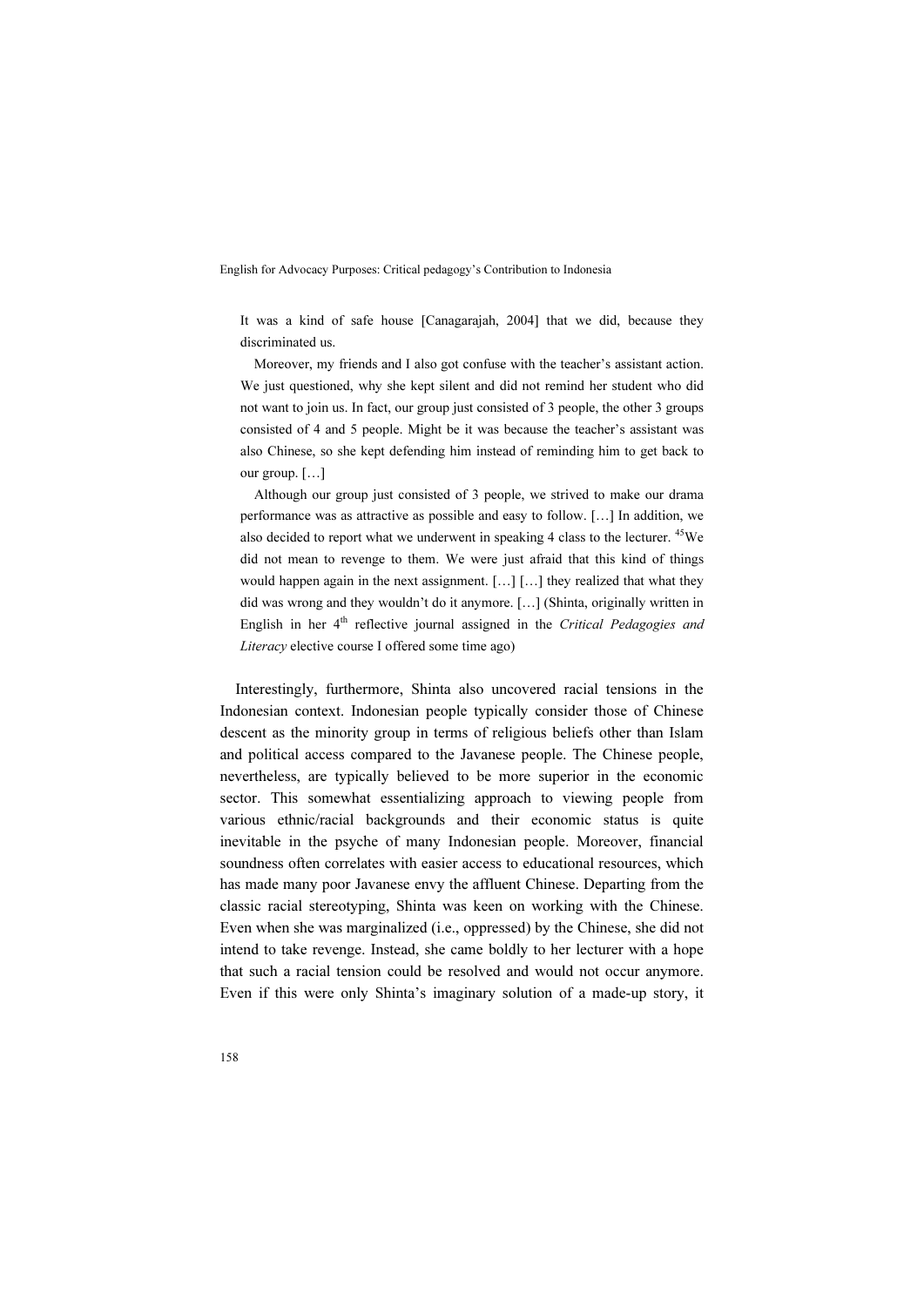> It was a kind of safe house [Canagarajah, 2004] that we did, because they discriminated us.
>
> Moreover, my friends and I also got confuse with the teacher's assistant action. We just questioned, why she kept silent and did not remind her student who did not want to join us. In fact, our group just consisted of 3 people, the other 3 groups consisted of 4 and 5 people. Might be it was because the teacher's assistant was also Chinese, so she kept defending him instead of reminding him to get back to our group. […]
>
> Although our group just consisted of 3 people, we strived to make our drama performance was as attractive as possible and easy to follow. […] In addition, we also decided to report what we underwent in speaking 4 class to the lecturer. [45]We did not mean to revenge to them. We were just afraid that this kind of things would happen again in the next assignment. […] […] they realized that what they did was wrong and they wouldn't do it anymore. […] (Shinta, originally written in English in her 4th reflective journal assigned in the *Critical Pedagogies and Literacy* elective course I offered some time ago)

Interestingly, furthermore, Shinta also uncovered racial tensions in the Indonesian context. Indonesian people typically consider those of Chinese descent as the minority group in terms of religious beliefs other than Islam and political access compared to the Javanese people. The Chinese people, nevertheless, are typically believed to be more superior in the economic sector. This somewhat essentializing approach to viewing people from various ethnic/racial backgrounds and their economic status is quite inevitable in the psyche of many Indonesian people. Moreover, financial soundness often correlates with easier access to educational resources, which has made many poor Javanese envy the affluent Chinese. Departing from the classic racial stereotyping, Shinta was keen on working with the Chinese. Even when she was marginalized (i.e., oppressed) by the Chinese, she did not intend to take revenge. Instead, she came boldly to her lecturer with a hope that such a racial tension could be resolved and would not occur anymore. Even if this were only Shinta's imaginary solution of a made-up story, it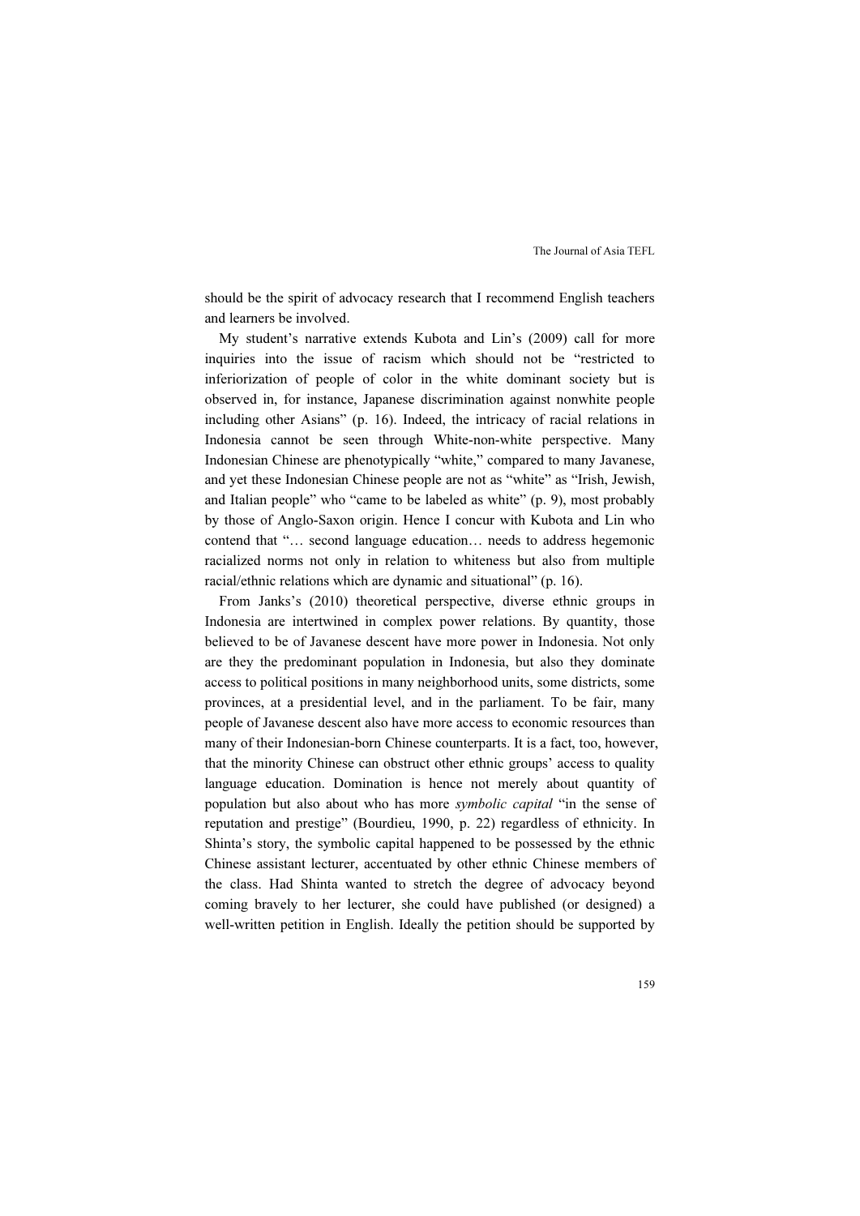should be the spirit of advocacy research that I recommend English teachers and learners be involved.

My student's narrative extends Kubota and Lin's (2009) call for more inquiries into the issue of racism which should not be "restricted to inferiorization of people of color in the white dominant society but is observed in, for instance, Japanese discrimination against nonwhite people including other Asians" (p. 16). Indeed, the intricacy of racial relations in Indonesia cannot be seen through White-non-white perspective. Many Indonesian Chinese are phenotypically "white," compared to many Javanese, and yet these Indonesian Chinese people are not as "white" as "Irish, Jewish, and Italian people" who "came to be labeled as white" (p. 9), most probably by those of Anglo-Saxon origin. Hence I concur with Kubota and Lin who contend that "… second language education… needs to address hegemonic racialized norms not only in relation to whiteness but also from multiple racial/ethnic relations which are dynamic and situational" (p. 16).

From Janks's (2010) theoretical perspective, diverse ethnic groups in Indonesia are intertwined in complex power relations. By quantity, those believed to be of Javanese descent have more power in Indonesia. Not only are they the predominant population in Indonesia, but also they dominate access to political positions in many neighborhood units, some districts, some provinces, at a presidential level, and in the parliament. To be fair, many people of Javanese descent also have more access to economic resources than many of their Indonesian-born Chinese counterparts. It is a fact, too, however, that the minority Chinese can obstruct other ethnic groups' access to quality language education. Domination is hence not merely about quantity of population but also about who has more *symbolic capital* "in the sense of reputation and prestige" (Bourdieu, 1990, p. 22) regardless of ethnicity. In Shinta's story, the symbolic capital happened to be possessed by the ethnic Chinese assistant lecturer, accentuated by other ethnic Chinese members of the class. Had Shinta wanted to stretch the degree of advocacy beyond coming bravely to her lecturer, she could have published (or designed) a well-written petition in English. Ideally the petition should be supported by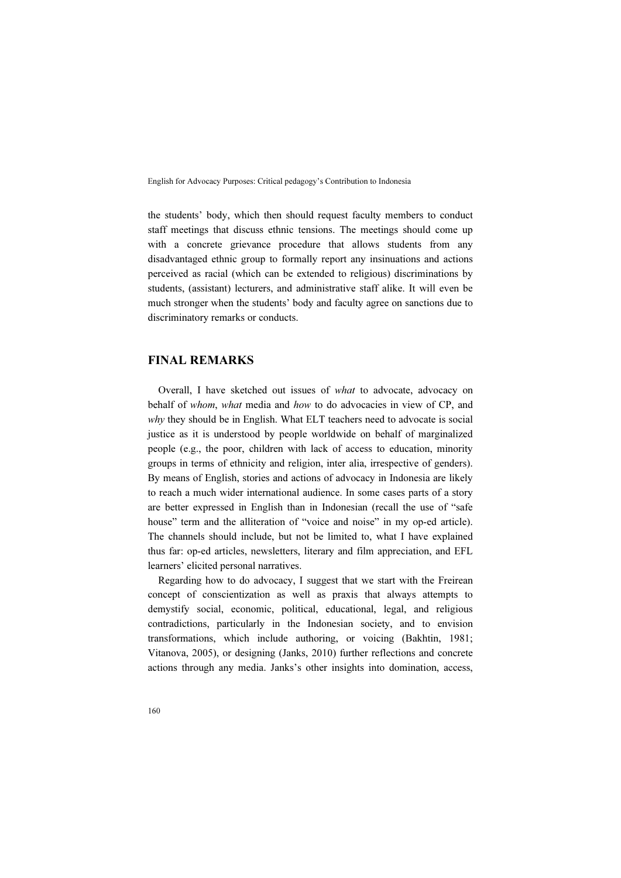the students' body, which then should request faculty members to conduct staff meetings that discuss ethnic tensions. The meetings should come up with a concrete grievance procedure that allows students from any disadvantaged ethnic group to formally report any insinuations and actions perceived as racial (which can be extended to religious) discriminations by students, (assistant) lecturers, and administrative staff alike. It will even be much stronger when the students' body and faculty agree on sanctions due to discriminatory remarks or conducts.

## FINAL REMARKS

Overall, I have sketched out issues of *what* to advocate, advocacy on behalf of *whom*, *what* media and *how* to do advocacies in view of CP, and *why* they should be in English. What ELT teachers need to advocate is social justice as it is understood by people worldwide on behalf of marginalized people (e.g., the poor, children with lack of access to education, minority groups in terms of ethnicity and religion, inter alia, irrespective of genders). By means of English, stories and actions of advocacy in Indonesia are likely to reach a much wider international audience. In some cases parts of a story are better expressed in English than in Indonesian (recall the use of "safe house" term and the alliteration of "voice and noise" in my op-ed article). The channels should include, but not be limited to, what I have explained thus far: op-ed articles, newsletters, literary and film appreciation, and EFL learners' elicited personal narratives.

Regarding how to do advocacy, I suggest that we start with the Freirean concept of conscientization as well as praxis that always attempts to demystify social, economic, political, educational, legal, and religious contradictions, particularly in the Indonesian society, and to envision transformations, which include authoring, or voicing (Bakhtin, 1981; Vitanova, 2005), or designing (Janks, 2010) further reflections and concrete actions through any media. Janks's other insights into domination, access,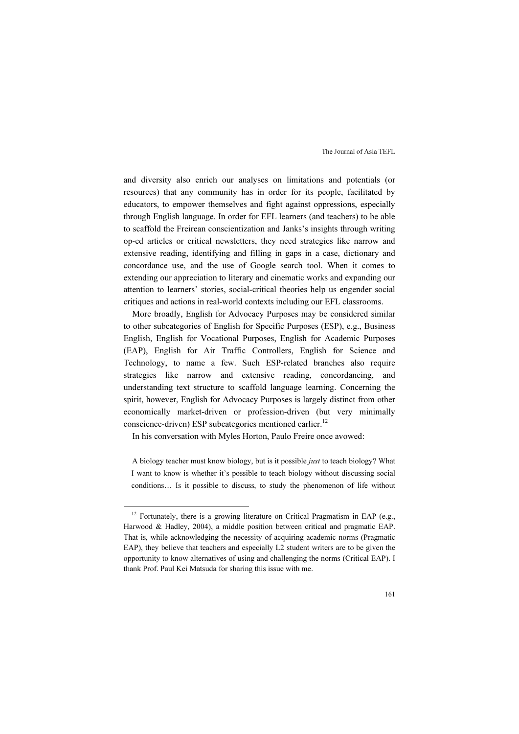and diversity also enrich our analyses on limitations and potentials (or resources) that any community has in order for its people, facilitated by educators, to empower themselves and fight against oppressions, especially through English language. In order for EFL learners (and teachers) to be able to scaffold the Freirean conscientization and Janks's insights through writing op-ed articles or critical newsletters, they need strategies like narrow and extensive reading, identifying and filling in gaps in a case, dictionary and concordance use, and the use of Google search tool. When it comes to extending our appreciation to literary and cinematic works and expanding our attention to learners' stories, social-critical theories help us engender social critiques and actions in real-world contexts including our EFL classrooms.

More broadly, English for Advocacy Purposes may be considered similar to other subcategories of English for Specific Purposes (ESP), e.g., Business English, English for Vocational Purposes, English for Academic Purposes (EAP), English for Air Traffic Controllers, English for Science and Technology, to name a few. Such ESP-related branches also require strategies like narrow and extensive reading, concordancing, and understanding text structure to scaffold language learning. Concerning the spirit, however, English for Advocacy Purposes is largely distinct from other economically market-driven or profession-driven (but very minimally conscience-driven) ESP subcategories mentioned earlier.[12]

In his conversation with Myles Horton, Paulo Freire once avowed:

> A biology teacher must know biology, but is it possible *just* to teach biology? What I want to know is whether it's possible to teach biology without discussing social conditions… Is it possible to discuss, to study the phenomenon of life without

[12] Fortunately, there is a growing literature on Critical Pragmatism in EAP (e.g., Harwood & Hadley, 2004), a middle position between critical and pragmatic EAP. That is, while acknowledging the necessity of acquiring academic norms (Pragmatic EAP), they believe that teachers and especially L2 student writers are to be given the opportunity to know alternatives of using and challenging the norms (Critical EAP). I thank Prof. Paul Kei Matsuda for sharing this issue with me.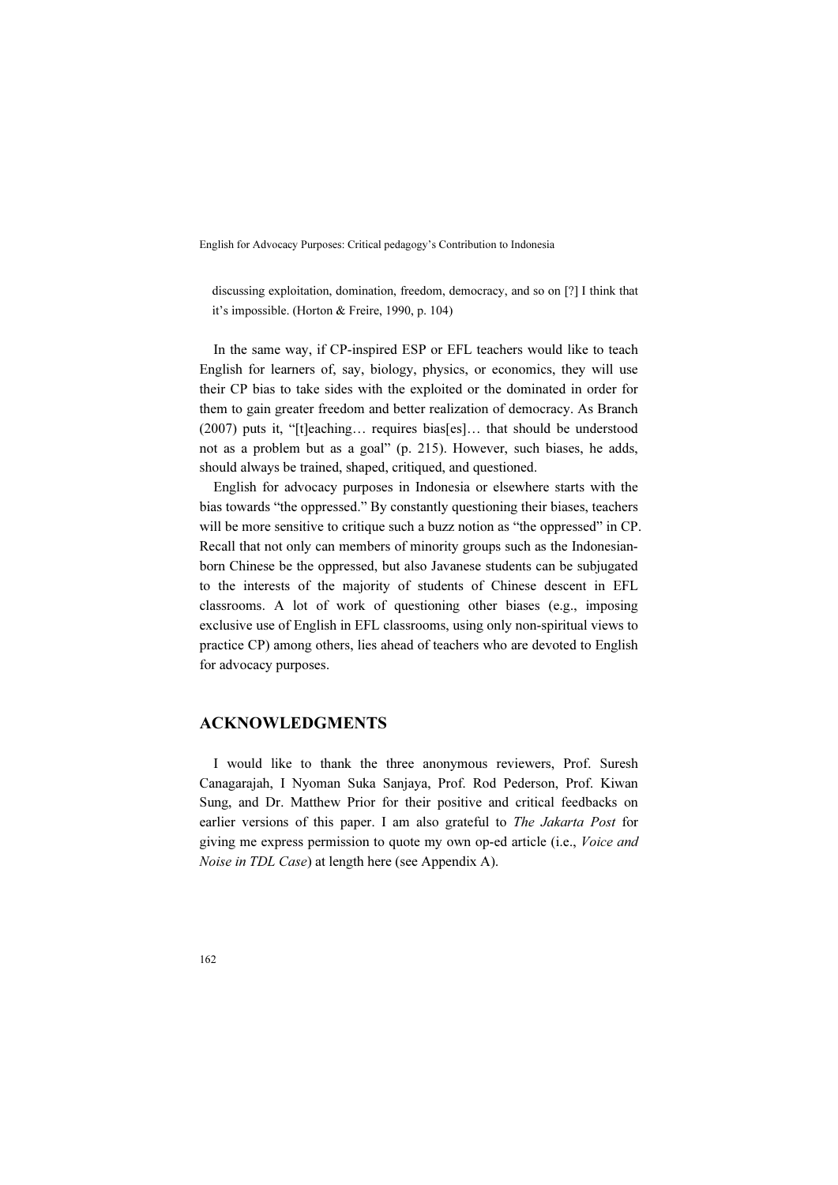discussing exploitation, domination, freedom, democracy, and so on [?] I think that it's impossible. (Horton & Freire, 1990, p. 104)

In the same way, if CP-inspired ESP or EFL teachers would like to teach English for learners of, say, biology, physics, or economics, they will use their CP bias to take sides with the exploited or the dominated in order for them to gain greater freedom and better realization of democracy. As Branch (2007) puts it, "[t]eaching… requires bias[es]… that should be understood not as a problem but as a goal" (p. 215). However, such biases, he adds, should always be trained, shaped, critiqued, and questioned.

English for advocacy purposes in Indonesia or elsewhere starts with the bias towards "the oppressed." By constantly questioning their biases, teachers will be more sensitive to critique such a buzz notion as "the oppressed" in CP. Recall that not only can members of minority groups such as the Indonesian-born Chinese be the oppressed, but also Javanese students can be subjugated to the interests of the majority of students of Chinese descent in EFL classrooms. A lot of work of questioning other biases (e.g., imposing exclusive use of English in EFL classrooms, using only non-spiritual views to practice CP) among others, lies ahead of teachers who are devoted to English for advocacy purposes.

## ACKNOWLEDGMENTS

I would like to thank the three anonymous reviewers, Prof. Suresh Canagarajah, I Nyoman Suka Sanjaya, Prof. Rod Pederson, Prof. Kiwan Sung, and Dr. Matthew Prior for their positive and critical feedbacks on earlier versions of this paper. I am also grateful to *The Jakarta Post* for giving me express permission to quote my own op-ed article (i.e., *Voice and Noise in TDL Case*) at length here (see Appendix A).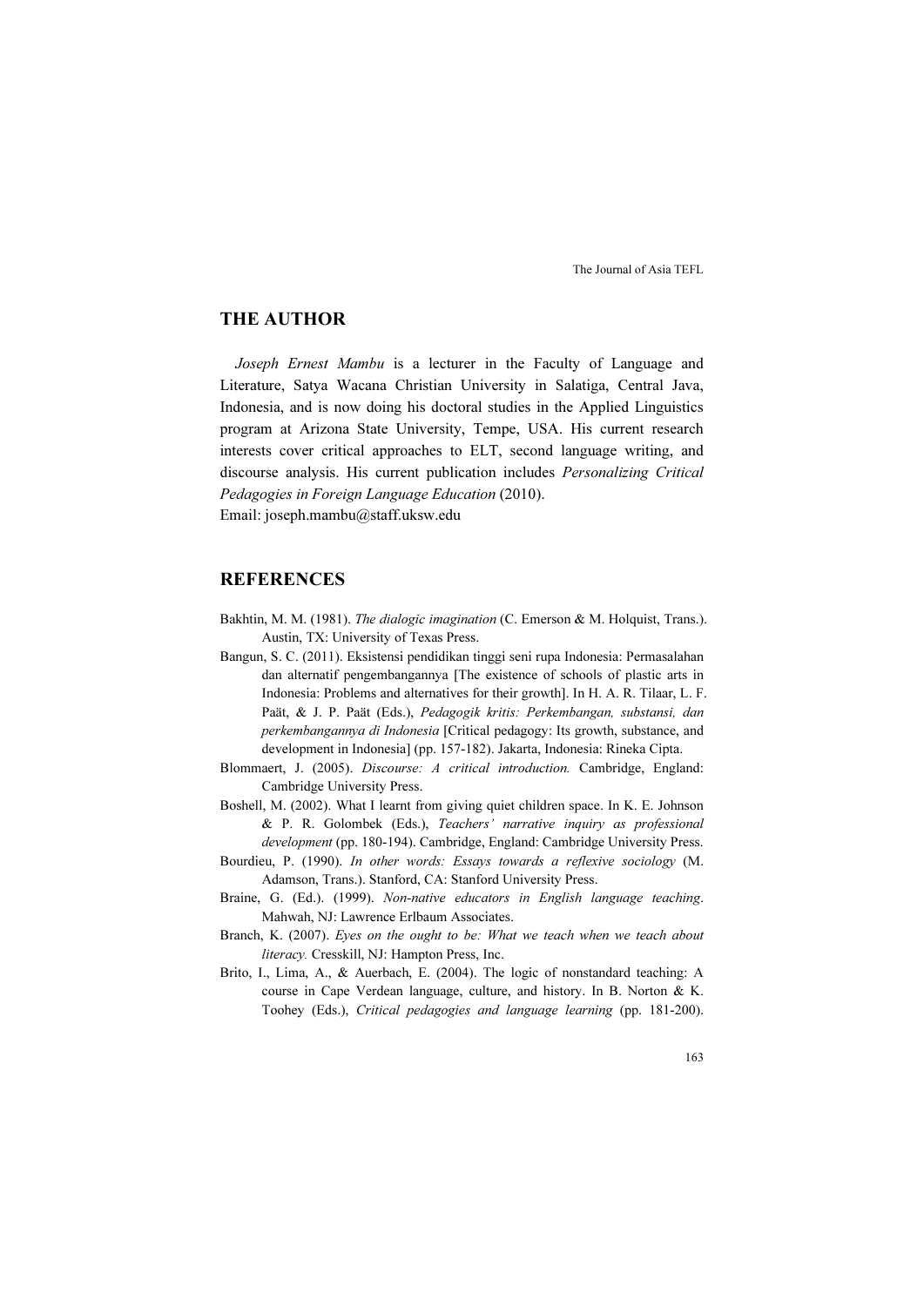## THE AUTHOR

*Joseph Ernest Mambu* is a lecturer in the Faculty of Language and Literature, Satya Wacana Christian University in Salatiga, Central Java, Indonesia, and is now doing his doctoral studies in the Applied Linguistics program at Arizona State University, Tempe, USA. His current research interests cover critical approaches to ELT, second language writing, and discourse analysis. His current publication includes *Personalizing Critical Pedagogies in Foreign Language Education* (2010).

Email: joseph.mambu@staff.uksw.edu

## REFERENCES

Bakhtin, M. M. (1981). *The dialogic imagination* (C. Emerson & M. Holquist, Trans.). Austin, TX: University of Texas Press.

Bangun, S. C. (2011). Eksistensi pendidikan tinggi seni rupa Indonesia: Permasalahan dan alternatif pengembangannya [The existence of schools of plastic arts in Indonesia: Problems and alternatives for their growth]. In H. A. R. Tilaar, L. F. Paät, & J. P. Paät (Eds.), *Pedagogik kritis: Perkembangan, substansi, dan perkembangannya di Indonesia* [Critical pedagogy: Its growth, substance, and development in Indonesia] (pp. 157-182). Jakarta, Indonesia: Rineka Cipta.

Blommaert, J. (2005). *Discourse: A critical introduction.* Cambridge, England: Cambridge University Press.

Boshell, M. (2002). What I learnt from giving quiet children space. In K. E. Johnson & P. R. Golombek (Eds.), *Teachers' narrative inquiry as professional development* (pp. 180-194). Cambridge, England: Cambridge University Press.

Bourdieu, P. (1990). *In other words: Essays towards a reflexive sociology* (M. Adamson, Trans.). Stanford, CA: Stanford University Press.

Braine, G. (Ed.). (1999). *Non-native educators in English language teaching*. Mahwah, NJ: Lawrence Erlbaum Associates.

Branch, K. (2007). *Eyes on the ought to be: What we teach when we teach about literacy.* Cresskill, NJ: Hampton Press, Inc.

Brito, I., Lima, A., & Auerbach, E. (2004). The logic of nonstandard teaching: A course in Cape Verdean language, culture, and history. In B. Norton & K. Toohey (Eds.), *Critical pedagogies and language learning* (pp. 181-200).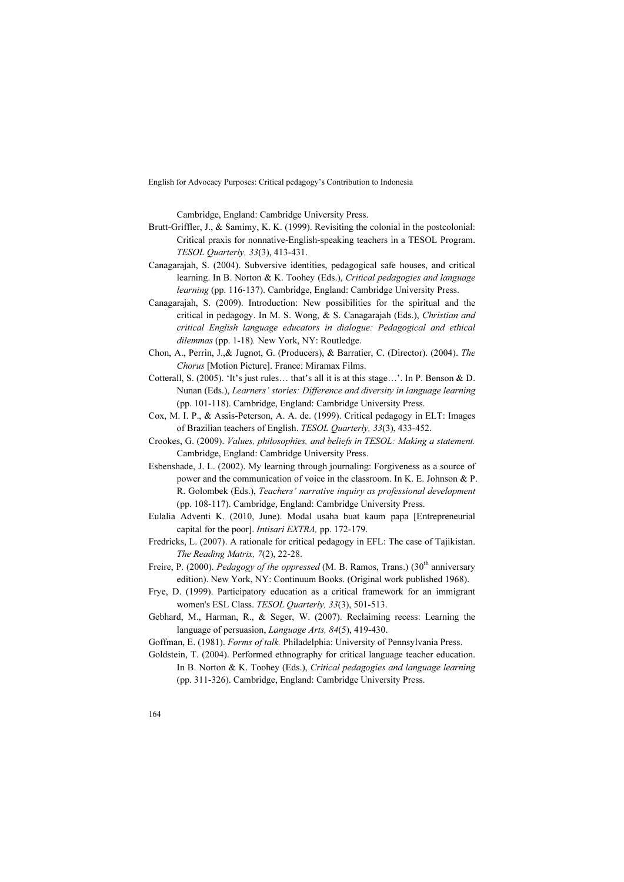Cambridge, England: Cambridge University Press.

Brutt-Griffler, J., & Samimy, K. K. (1999). Revisiting the colonial in the postcolonial: Critical praxis for nonnative-English-speaking teachers in a TESOL Program. *TESOL Quarterly, 33*(3), 413-431.

Canagarajah, S. (2004). Subversive identities, pedagogical safe houses, and critical learning. In B. Norton & K. Toohey (Eds.), *Critical pedagogies and language learning* (pp. 116-137). Cambridge, England: Cambridge University Press.

Canagarajah, S. (2009). Introduction: New possibilities for the spiritual and the critical in pedagogy. In M. S. Wong, & S. Canagarajah (Eds.), *Christian and critical English language educators in dialogue: Pedagogical and ethical dilemmas* (pp. 1-18). New York, NY: Routledge.

Chon, A., Perrin, J.,& Jugnot, G. (Producers), & Barratier, C. (Director). (2004). *The Chorus* [Motion Picture]. France: Miramax Films.

Cotterall, S. (2005). 'It's just rules… that's all it is at this stage…'. In P. Benson & D. Nunan (Eds.), *Learners' stories: Difference and diversity in language learning* (pp. 101-118). Cambridge, England: Cambridge University Press.

Cox, M. I. P., & Assis-Peterson, A. A. de. (1999). Critical pedagogy in ELT: Images of Brazilian teachers of English. *TESOL Quarterly, 33*(3), 433-452.

Crookes, G. (2009). *Values, philosophies, and beliefs in TESOL: Making a statement.* Cambridge, England: Cambridge University Press.

Esbenshade, J. L. (2002). My learning through journaling: Forgiveness as a source of power and the communication of voice in the classroom. In K. E. Johnson & P. R. Golombek (Eds.), *Teachers' narrative inquiry as professional development* (pp. 108-117). Cambridge, England: Cambridge University Press.

Eulalia Adventi K. (2010, June). Modal usaha buat kaum papa [Entrepreneurial capital for the poor]. *Intisari EXTRA,* pp. 172-179.

Fredricks, L. (2007). A rationale for critical pedagogy in EFL: The case of Tajikistan. *The Reading Matrix, 7*(2), 22-28.

Freire, P. (2000). *Pedagogy of the oppressed* (M. B. Ramos, Trans.) (30th anniversary edition). New York, NY: Continuum Books. (Original work published 1968).

Frye, D. (1999). Participatory education as a critical framework for an immigrant women's ESL Class. *TESOL Quarterly, 33*(3), 501-513.

Gebhard, M., Harman, R., & Seger, W. (2007). Reclaiming recess: Learning the language of persuasion, *Language Arts, 84*(5), 419-430.

Goffman, E. (1981). *Forms of talk.* Philadelphia: University of Pennsylvania Press.

Goldstein, T. (2004). Performed ethnography for critical language teacher education. In B. Norton & K. Toohey (Eds.), *Critical pedagogies and language learning* (pp. 311-326). Cambridge, England: Cambridge University Press.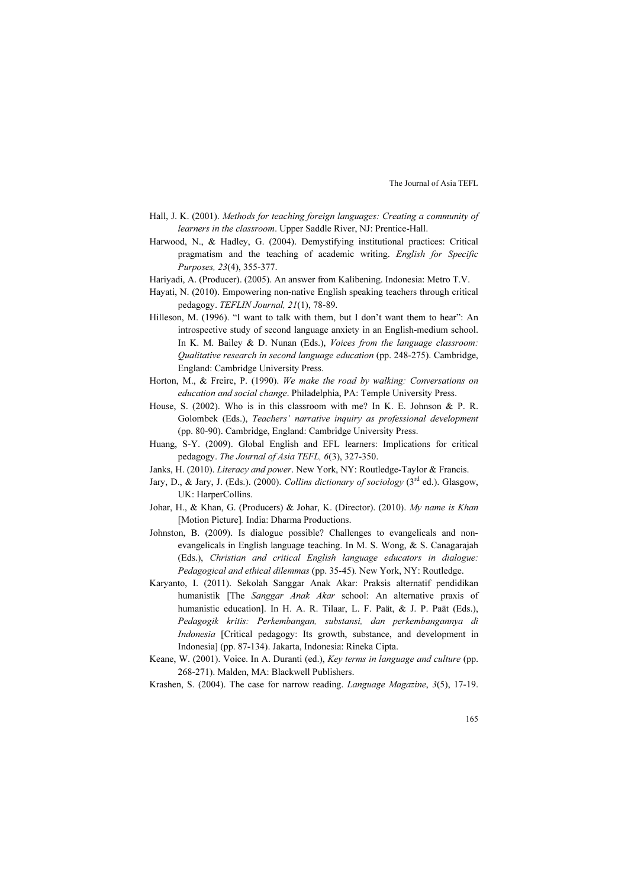Hall, J. K. (2001). *Methods for teaching foreign languages: Creating a community of learners in the classroom*. Upper Saddle River, NJ: Prentice-Hall.

Harwood, N., & Hadley, G. (2004). Demystifying institutional practices: Critical pragmatism and the teaching of academic writing. *English for Specific Purposes, 23*(4), 355-377.

Hariyadi, A. (Producer). (2005). An answer from Kalibening. Indonesia: Metro T.V.

Hayati, N. (2010). Empowering non-native English speaking teachers through critical pedagogy. *TEFLIN Journal, 21*(1), 78-89.

Hilleson, M. (1996). "I want to talk with them, but I don't want them to hear": An introspective study of second language anxiety in an English-medium school. In K. M. Bailey & D. Nunan (Eds.), *Voices from the language classroom: Qualitative research in second language education* (pp. 248-275). Cambridge, England: Cambridge University Press.

Horton, M., & Freire, P. (1990). *We make the road by walking: Conversations on education and social change*. Philadelphia, PA: Temple University Press.

House, S. (2002). Who is in this classroom with me? In K. E. Johnson & P. R. Golombek (Eds.), *Teachers' narrative inquiry as professional development* (pp. 80-90). Cambridge, England: Cambridge University Press.

Huang, S-Y. (2009). Global English and EFL learners: Implications for critical pedagogy. *The Journal of Asia TEFL, 6*(3), 327-350.

Janks, H. (2010). *Literacy and power*. New York, NY: Routledge-Taylor & Francis.

Jary, D., & Jary, J. (Eds.). (2000). *Collins dictionary of sociology* (3rd ed.). Glasgow, UK: HarperCollins.

Johar, H., & Khan, G. (Producers) & Johar, K. (Director). (2010). *My name is Khan* [Motion Picture]*.* India: Dharma Productions.

Johnston, B. (2009). Is dialogue possible? Challenges to evangelicals and non-evangelicals in English language teaching. In M. S. Wong, & S. Canagarajah (Eds.), *Christian and critical English language educators in dialogue: Pedagogical and ethical dilemmas* (pp. 35-45)*.* New York, NY: Routledge.

Karyanto, I. (2011). Sekolah Sanggar Anak Akar: Praksis alternatif pendidikan humanistik [The *Sanggar Anak Akar* school: An alternative praxis of humanistic education]. In H. A. R. Tilaar, L. F. Paät, & J. P. Paät (Eds.), *Pedagogik kritis: Perkembangan, substansi, dan perkembangannya di Indonesia* [Critical pedagogy: Its growth, substance, and development in Indonesia] (pp. 87-134). Jakarta, Indonesia: Rineka Cipta.

Keane, W. (2001). Voice. In A. Duranti (ed.), *Key terms in language and culture* (pp. 268-271). Malden, MA: Blackwell Publishers.

Krashen, S. (2004). The case for narrow reading. *Language Magazine*, *3*(5), 17-19.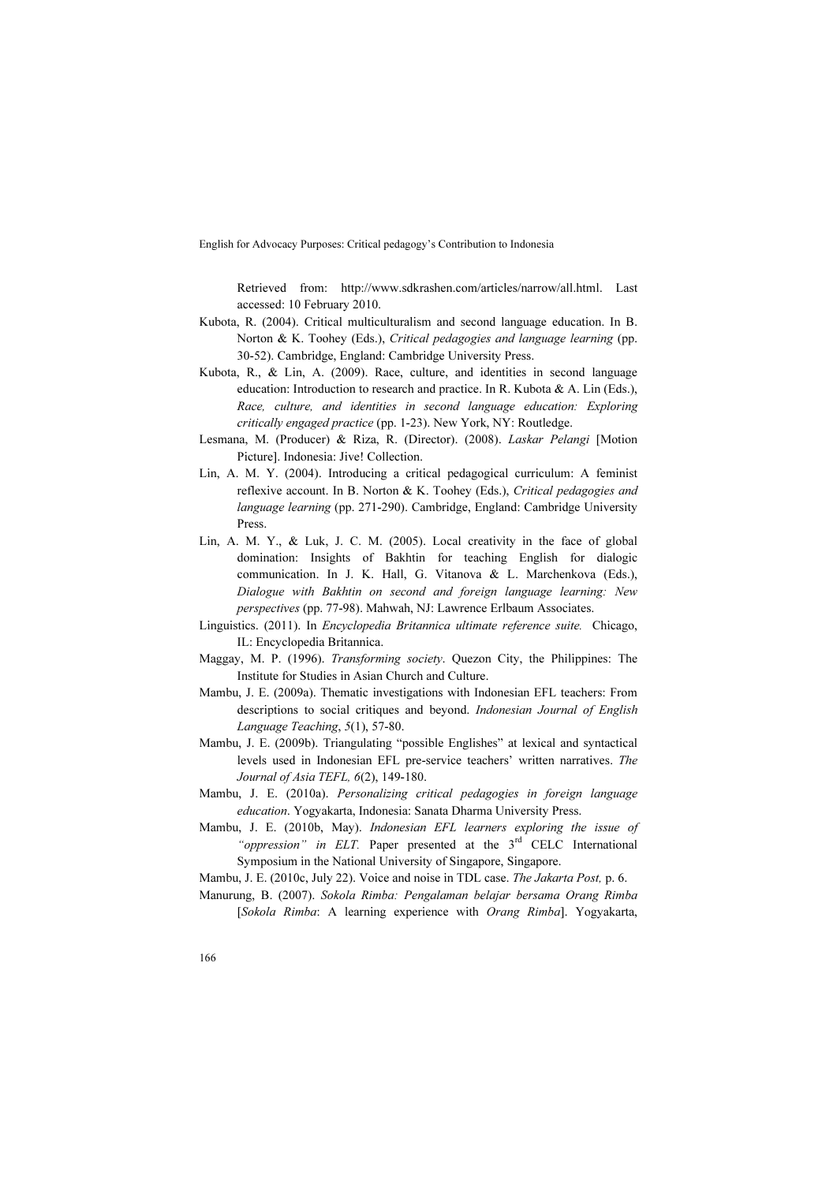Retrieved from: http://www.sdkrashen.com/articles/narrow/all.html. Last accessed: 10 February 2010.

Kubota, R. (2004). Critical multiculturalism and second language education. In B. Norton & K. Toohey (Eds.), *Critical pedagogies and language learning* (pp. 30-52). Cambridge, England: Cambridge University Press.

Kubota, R., & Lin, A. (2009). Race, culture, and identities in second language education: Introduction to research and practice. In R. Kubota & A. Lin (Eds.), *Race, culture, and identities in second language education: Exploring critically engaged practice* (pp. 1-23). New York, NY: Routledge.

Lesmana, M. (Producer) & Riza, R. (Director). (2008). *Laskar Pelangi* [Motion Picture]. Indonesia: Jive! Collection.

Lin, A. M. Y. (2004). Introducing a critical pedagogical curriculum: A feminist reflexive account. In B. Norton & K. Toohey (Eds.), *Critical pedagogies and language learning* (pp. 271-290). Cambridge, England: Cambridge University Press.

Lin, A. M. Y., & Luk, J. C. M. (2005). Local creativity in the face of global domination: Insights of Bakhtin for teaching English for dialogic communication. In J. K. Hall, G. Vitanova & L. Marchenkova (Eds.), *Dialogue with Bakhtin on second and foreign language learning: New perspectives* (pp. 77-98). Mahwah, NJ: Lawrence Erlbaum Associates.

Linguistics. (2011). In *Encyclopedia Britannica ultimate reference suite.* Chicago, IL: Encyclopedia Britannica.

Maggay, M. P. (1996). *Transforming society*. Quezon City, the Philippines: The Institute for Studies in Asian Church and Culture.

Mambu, J. E. (2009a). Thematic investigations with Indonesian EFL teachers: From descriptions to social critiques and beyond. *Indonesian Journal of English Language Teaching*, *5*(1), 57-80.

Mambu, J. E. (2009b). Triangulating "possible Englishes" at lexical and syntactical levels used in Indonesian EFL pre-service teachers' written narratives. *The Journal of Asia TEFL, 6*(2), 149-180.

Mambu, J. E. (2010a). *Personalizing critical pedagogies in foreign language education*. Yogyakarta, Indonesia: Sanata Dharma University Press.

Mambu, J. E. (2010b, May). *Indonesian EFL learners exploring the issue of "oppression" in ELT.* Paper presented at the 3rd CELC International Symposium in the National University of Singapore, Singapore.

Mambu, J. E. (2010c, July 22). Voice and noise in TDL case. *The Jakarta Post,* p. 6.

Manurung, B. (2007). *Sokola Rimba: Pengalaman belajar bersama Orang Rimba* [*Sokola Rimba*: A learning experience with *Orang Rimba*]. Yogyakarta,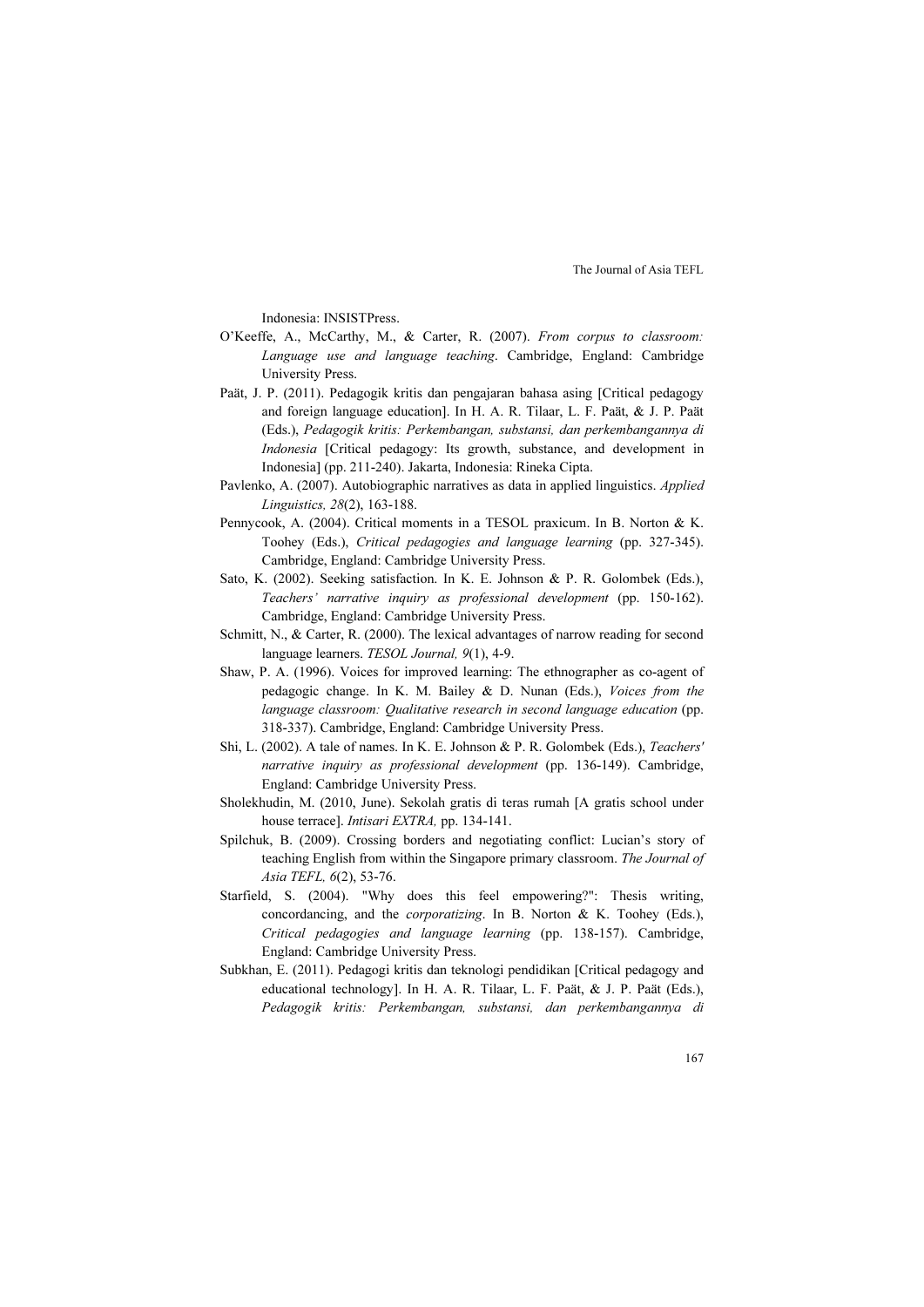Indonesia: INSISTPress.

O'Keeffe, A., McCarthy, M., & Carter, R. (2007). *From corpus to classroom: Language use and language teaching*. Cambridge, England: Cambridge University Press.

Paät, J. P. (2011). Pedagogik kritis dan pengajaran bahasa asing [Critical pedagogy and foreign language education]. In H. A. R. Tilaar, L. F. Paät, & J. P. Paät (Eds.), *Pedagogik kritis: Perkembangan, substansi, dan perkembangannya di Indonesia* [Critical pedagogy: Its growth, substance, and development in Indonesia] (pp. 211-240). Jakarta, Indonesia: Rineka Cipta.

Pavlenko, A. (2007). Autobiographic narratives as data in applied linguistics. *Applied Linguistics, 28*(2), 163-188.

Pennycook, A. (2004). Critical moments in a TESOL praxicum. In B. Norton & K. Toohey (Eds.), *Critical pedagogies and language learning* (pp. 327-345). Cambridge, England: Cambridge University Press.

Sato, K. (2002). Seeking satisfaction. In K. E. Johnson & P. R. Golombek (Eds.), *Teachers' narrative inquiry as professional development* (pp. 150-162). Cambridge, England: Cambridge University Press.

Schmitt, N., & Carter, R. (2000). The lexical advantages of narrow reading for second language learners. *TESOL Journal, 9*(1), 4-9.

Shaw, P. A. (1996). Voices for improved learning: The ethnographer as co-agent of pedagogic change. In K. M. Bailey & D. Nunan (Eds.), *Voices from the language classroom: Qualitative research in second language education* (pp. 318-337). Cambridge, England: Cambridge University Press.

Shi, L. (2002). A tale of names. In K. E. Johnson & P. R. Golombek (Eds.), *Teachers' narrative inquiry as professional development* (pp. 136-149). Cambridge, England: Cambridge University Press.

Sholekhudin, M. (2010, June). Sekolah gratis di teras rumah [A gratis school under house terrace]. *Intisari EXTRA,* pp. 134-141.

Spilchuk, B. (2009). Crossing borders and negotiating conflict: Lucian's story of teaching English from within the Singapore primary classroom. *The Journal of Asia TEFL, 6*(2), 53-76.

Starfield, S. (2004). "Why does this feel empowering?": Thesis writing, concordancing, and the *corporatizing*. In B. Norton & K. Toohey (Eds.), *Critical pedagogies and language learning* (pp. 138-157). Cambridge, England: Cambridge University Press.

Subkhan, E. (2011). Pedagogi kritis dan teknologi pendidikan [Critical pedagogy and educational technology]. In H. A. R. Tilaar, L. F. Paät, & J. P. Paät (Eds.), *Pedagogik kritis: Perkembangan, substansi, dan perkembangannya di*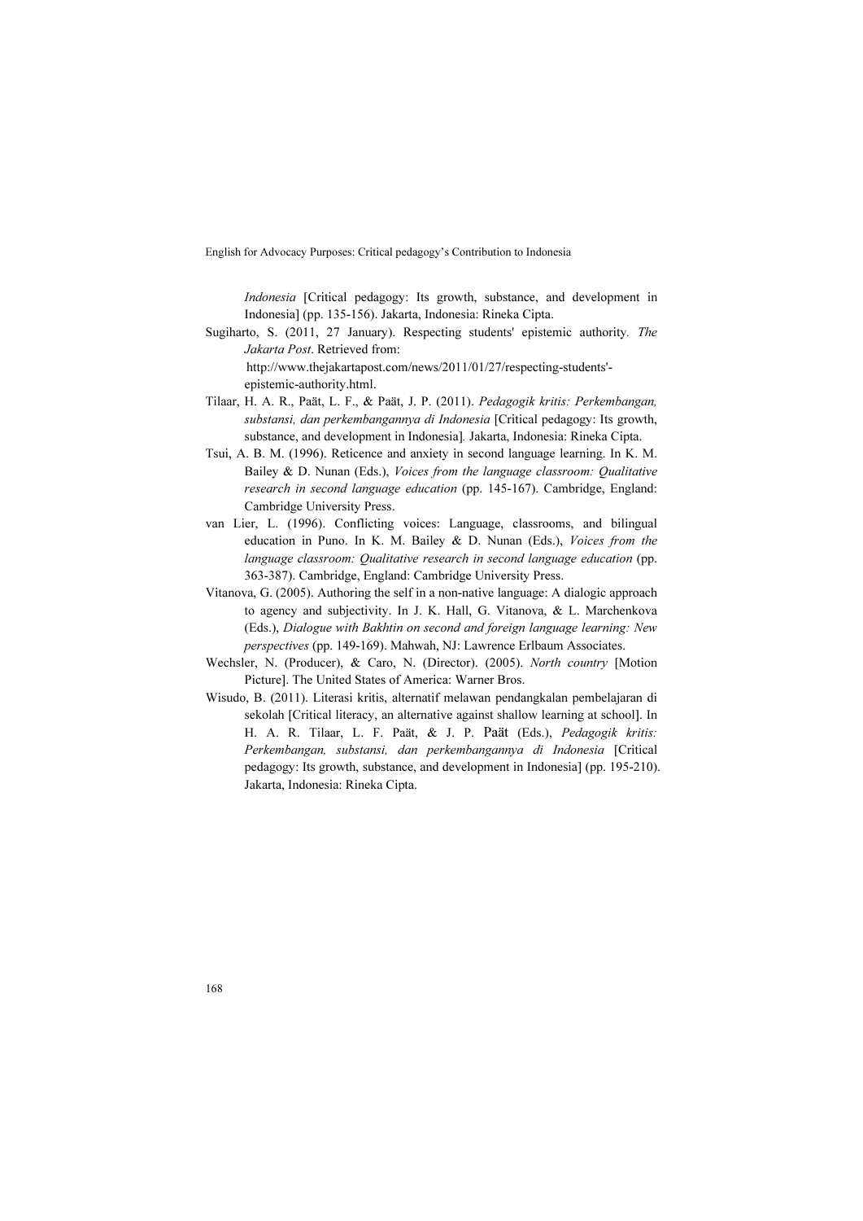*Indonesia* [Critical pedagogy: Its growth, substance, and development in Indonesia] (pp. 135-156). Jakarta, Indonesia: Rineka Cipta.

Sugiharto, S. (2011, 27 January). Respecting students' epistemic authority. *The Jakarta Post*. Retrieved from: http://www.thejakartapost.com/news/2011/01/27/respecting-students'-epistemic-authority.html.

Tilaar, H. A. R., Paät, L. F., & Paät, J. P. (2011). *Pedagogik kritis: Perkembangan, substansi, dan perkembangannya di Indonesia* [Critical pedagogy: Its growth, substance, and development in Indonesia]. Jakarta, Indonesia: Rineka Cipta.

Tsui, A. B. M. (1996). Reticence and anxiety in second language learning. In K. M. Bailey & D. Nunan (Eds.), *Voices from the language classroom: Qualitative research in second language education* (pp. 145-167). Cambridge, England: Cambridge University Press.

van Lier, L. (1996). Conflicting voices: Language, classrooms, and bilingual education in Puno. In K. M. Bailey & D. Nunan (Eds.), *Voices from the language classroom: Qualitative research in second language education* (pp. 363-387). Cambridge, England: Cambridge University Press.

Vitanova, G. (2005). Authoring the self in a non-native language: A dialogic approach to agency and subjectivity. In J. K. Hall, G. Vitanova, & L. Marchenkova (Eds.), *Dialogue with Bakhtin on second and foreign language learning: New perspectives* (pp. 149-169). Mahwah, NJ: Lawrence Erlbaum Associates.

Wechsler, N. (Producer), & Caro, N. (Director). (2005). *North country* [Motion Picture]. The United States of America: Warner Bros.

Wisudo, B. (2011). Literasi kritis, alternatif melawan pendangkalan pembelajaran di sekolah [Critical literacy, an alternative against shallow learning at school]. In H. A. R. Tilaar, L. F. Paät, & J. P. Paät (Eds.), *Pedagogik kritis: Perkembangan, substansi, dan perkembangannya di Indonesia* [Critical pedagogy: Its growth, substance, and development in Indonesia] (pp. 195-210). Jakarta, Indonesia: Rineka Cipta.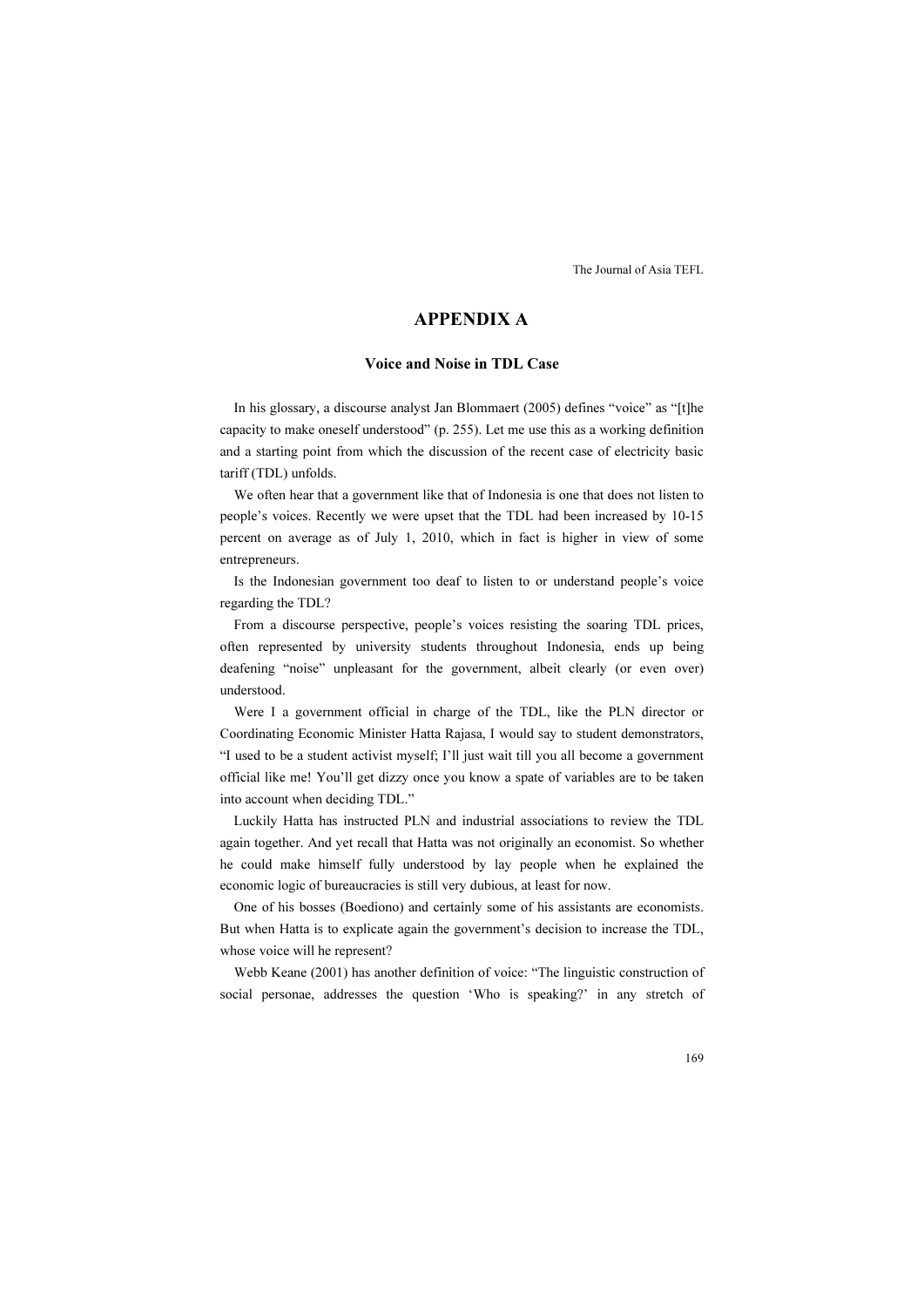# APPENDIX A

### Voice and Noise in TDL Case

In his glossary, a discourse analyst Jan Blommaert (2005) defines "voice" as "[t]he capacity to make oneself understood" (p. 255). Let me use this as a working definition and a starting point from which the discussion of the recent case of electricity basic tariff (TDL) unfolds.

We often hear that a government like that of Indonesia is one that does not listen to people's voices. Recently we were upset that the TDL had been increased by 10-15 percent on average as of July 1, 2010, which in fact is higher in view of some entrepreneurs.

Is the Indonesian government too deaf to listen to or understand people's voice regarding the TDL?

From a discourse perspective, people's voices resisting the soaring TDL prices, often represented by university students throughout Indonesia, ends up being deafening "noise" unpleasant for the government, albeit clearly (or even over) understood.

Were I a government official in charge of the TDL, like the PLN director or Coordinating Economic Minister Hatta Rajasa, I would say to student demonstrators, "I used to be a student activist myself; I'll just wait till you all become a government official like me! You'll get dizzy once you know a spate of variables are to be taken into account when deciding TDL."

Luckily Hatta has instructed PLN and industrial associations to review the TDL again together. And yet recall that Hatta was not originally an economist. So whether he could make himself fully understood by lay people when he explained the economic logic of bureaucracies is still very dubious, at least for now.

One of his bosses (Boediono) and certainly some of his assistants are economists. But when Hatta is to explicate again the government's decision to increase the TDL, whose voice will he represent?

Webb Keane (2001) has another definition of voice: "The linguistic construction of social personae, addresses the question 'Who is speaking?' in any stretch of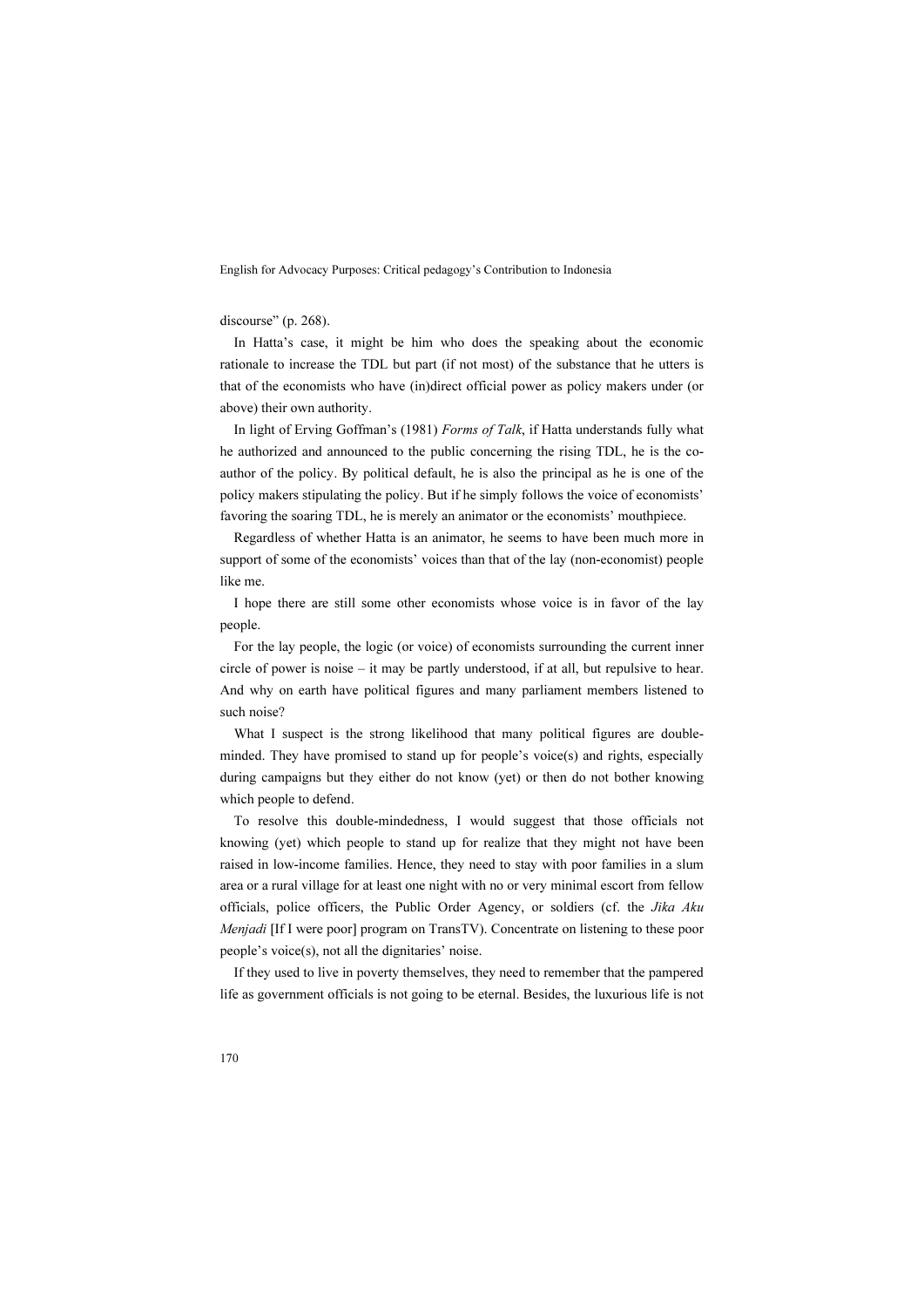discourse" (p. 268).

In Hatta's case, it might be him who does the speaking about the economic rationale to increase the TDL but part (if not most) of the substance that he utters is that of the economists who have (in)direct official power as policy makers under (or above) their own authority.

In light of Erving Goffman's (1981) *Forms of Talk*, if Hatta understands fully what he authorized and announced to the public concerning the rising TDL, he is the co-author of the policy. By political default, he is also the principal as he is one of the policy makers stipulating the policy. But if he simply follows the voice of economists' favoring the soaring TDL, he is merely an animator or the economists' mouthpiece.

Regardless of whether Hatta is an animator, he seems to have been much more in support of some of the economists' voices than that of the lay (non-economist) people like me.

I hope there are still some other economists whose voice is in favor of the lay people.

For the lay people, the logic (or voice) of economists surrounding the current inner circle of power is noise – it may be partly understood, if at all, but repulsive to hear. And why on earth have political figures and many parliament members listened to such noise?

What I suspect is the strong likelihood that many political figures are double-minded. They have promised to stand up for people's voice(s) and rights, especially during campaigns but they either do not know (yet) or then do not bother knowing which people to defend.

To resolve this double-mindedness, I would suggest that those officials not knowing (yet) which people to stand up for realize that they might not have been raised in low-income families. Hence, they need to stay with poor families in a slum area or a rural village for at least one night with no or very minimal escort from fellow officials, police officers, the Public Order Agency, or soldiers (cf. the *Jika Aku Menjadi* [If I were poor] program on TransTV). Concentrate on listening to these poor people's voice(s), not all the dignitaries' noise.

If they used to live in poverty themselves, they need to remember that the pampered life as government officials is not going to be eternal. Besides, the luxurious life is not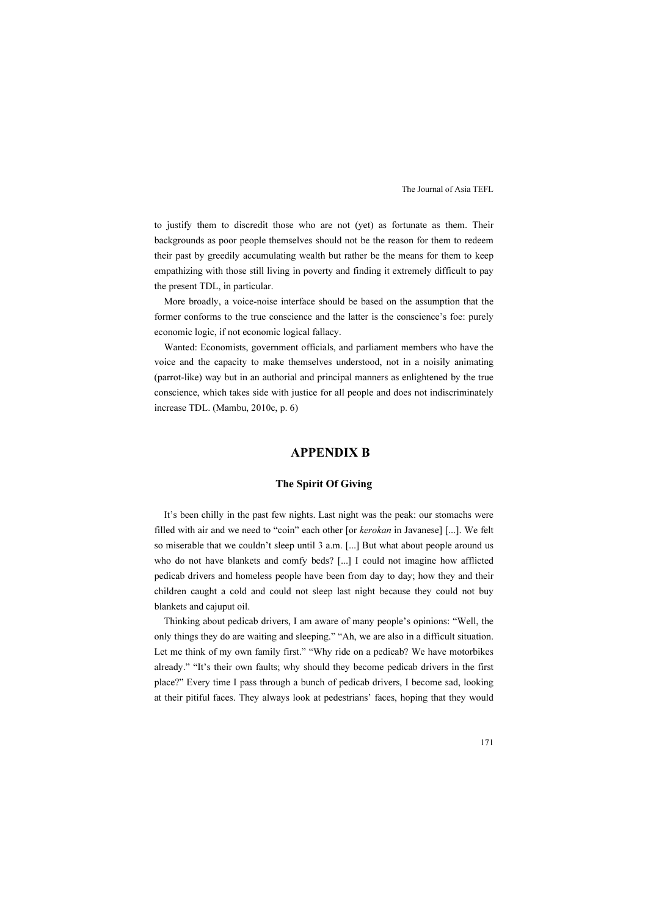to justify them to discredit those who are not (yet) as fortunate as them. Their backgrounds as poor people themselves should not be the reason for them to redeem their past by greedily accumulating wealth but rather be the means for them to keep empathizing with those still living in poverty and finding it extremely difficult to pay the present TDL, in particular.

More broadly, a voice-noise interface should be based on the assumption that the former conforms to the true conscience and the latter is the conscience's foe: purely economic logic, if not economic logical fallacy.

Wanted: Economists, government officials, and parliament members who have the voice and the capacity to make themselves understood, not in a noisily animating (parrot-like) way but in an authorial and principal manners as enlightened by the true conscience, which takes side with justice for all people and does not indiscriminately increase TDL. (Mambu, 2010c, p. 6)

## APPENDIX B

### The Spirit Of Giving

It's been chilly in the past few nights. Last night was the peak: our stomachs were filled with air and we need to "coin" each other [or *kerokan* in Javanese] [...]. We felt so miserable that we couldn't sleep until 3 a.m. [...] But what about people around us who do not have blankets and comfy beds? [...] I could not imagine how afflicted pedicab drivers and homeless people have been from day to day; how they and their children caught a cold and could not sleep last night because they could not buy blankets and cajuput oil.

Thinking about pedicab drivers, I am aware of many people's opinions: "Well, the only things they do are waiting and sleeping." "Ah, we are also in a difficult situation. Let me think of my own family first." "Why ride on a pedicab? We have motorbikes already." "It's their own faults; why should they become pedicab drivers in the first place?" Every time I pass through a bunch of pedicab drivers, I become sad, looking at their pitiful faces. They always look at pedestrians' faces, hoping that they would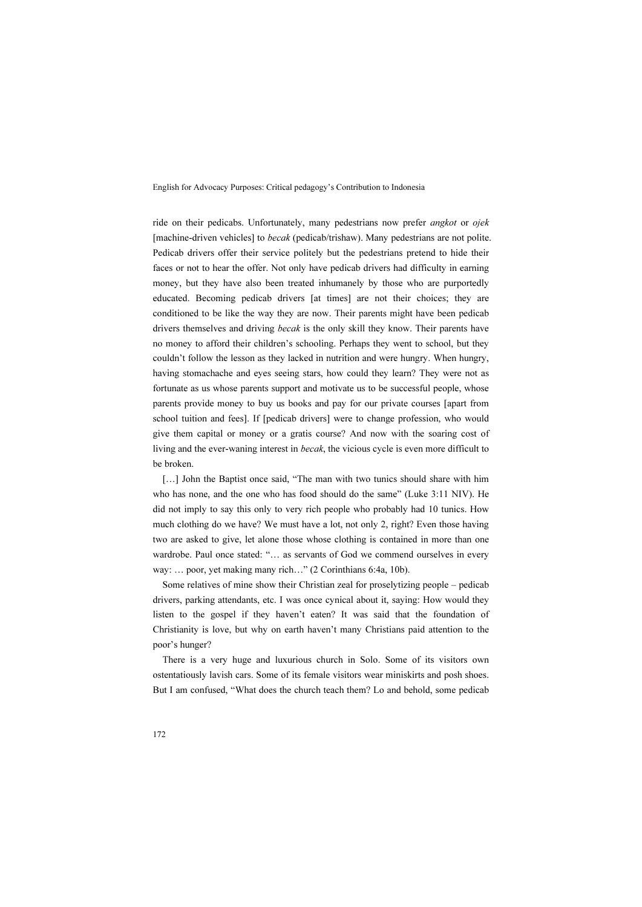ride on their pedicabs. Unfortunately, many pedestrians now prefer *angkot* or *ojek* [machine-driven vehicles] to *becak* (pedicab/trishaw). Many pedestrians are not polite. Pedicab drivers offer their service politely but the pedestrians pretend to hide their faces or not to hear the offer. Not only have pedicab drivers had difficulty in earning money, but they have also been treated inhumanely by those who are purportedly educated. Becoming pedicab drivers [at times] are not their choices; they are conditioned to be like the way they are now. Their parents might have been pedicab drivers themselves and driving *becak* is the only skill they know. Their parents have no money to afford their children's schooling. Perhaps they went to school, but they couldn't follow the lesson as they lacked in nutrition and were hungry. When hungry, having stomachache and eyes seeing stars, how could they learn? They were not as fortunate as us whose parents support and motivate us to be successful people, whose parents provide money to buy us books and pay for our private courses [apart from school tuition and fees]. If [pedicab drivers] were to change profession, who would give them capital or money or a gratis course? And now with the soaring cost of living and the ever-waning interest in *becak*, the vicious cycle is even more difficult to be broken.

[…] John the Baptist once said, "The man with two tunics should share with him who has none, and the one who has food should do the same" (Luke 3:11 NIV). He did not imply to say this only to very rich people who probably had 10 tunics. How much clothing do we have? We must have a lot, not only 2, right? Even those having two are asked to give, let alone those whose clothing is contained in more than one wardrobe. Paul once stated: "… as servants of God we commend ourselves in every way: … poor, yet making many rich…" (2 Corinthians 6:4a, 10b).

Some relatives of mine show their Christian zeal for proselytizing people – pedicab drivers, parking attendants, etc. I was once cynical about it, saying: How would they listen to the gospel if they haven't eaten? It was said that the foundation of Christianity is love, but why on earth haven't many Christians paid attention to the poor's hunger?

There is a very huge and luxurious church in Solo. Some of its visitors own ostentatiously lavish cars. Some of its female visitors wear miniskirts and posh shoes. But I am confused, "What does the church teach them? Lo and behold, some pedicab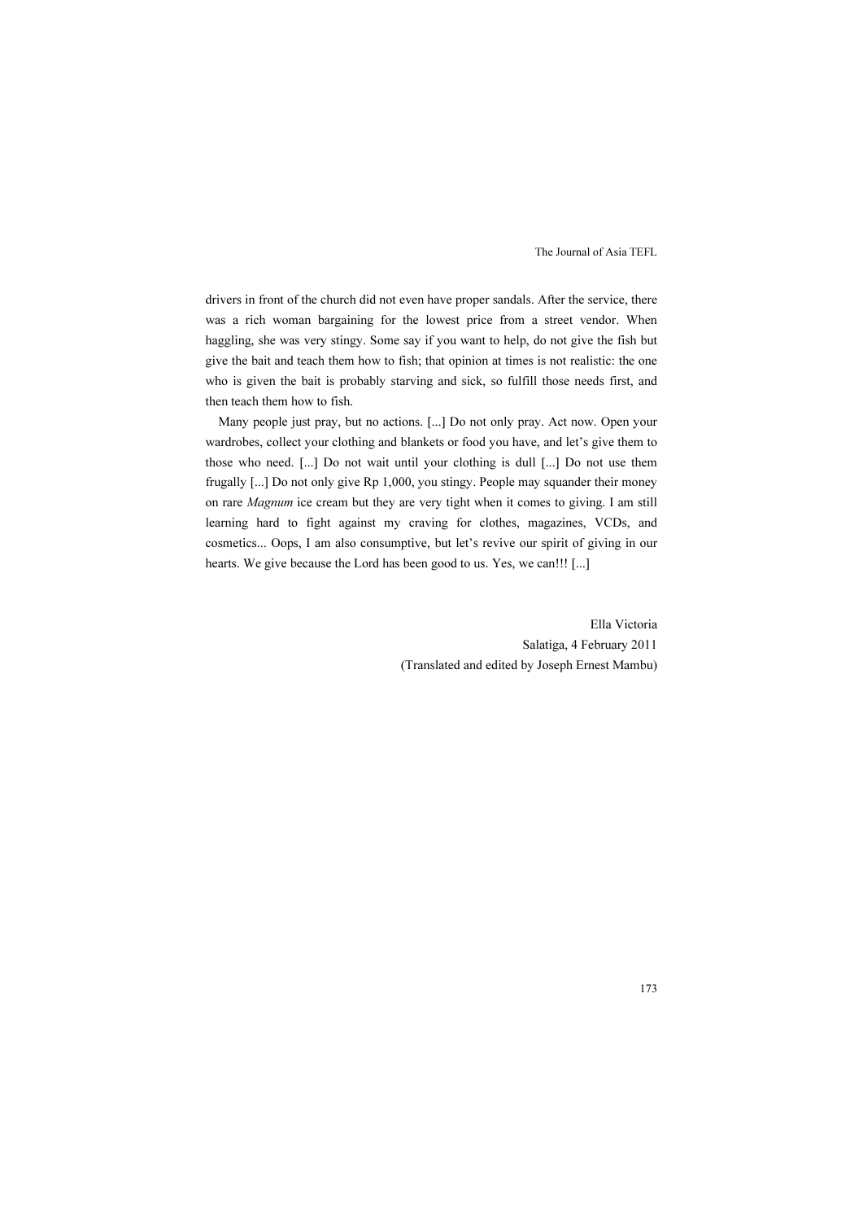drivers in front of the church did not even have proper sandals. After the service, there was a rich woman bargaining for the lowest price from a street vendor. When haggling, she was very stingy. Some say if you want to help, do not give the fish but give the bait and teach them how to fish; that opinion at times is not realistic: the one who is given the bait is probably starving and sick, so fulfill those needs first, and then teach them how to fish.

Many people just pray, but no actions. [...] Do not only pray. Act now. Open your wardrobes, collect your clothing and blankets or food you have, and let's give them to those who need. [...] Do not wait until your clothing is dull [...] Do not use them frugally [...] Do not only give Rp 1,000, you stingy. People may squander their money on rare *Magnum* ice cream but they are very tight when it comes to giving. I am still learning hard to fight against my craving for clothes, magazines, VCDs, and cosmetics... Oops, I am also consumptive, but let's revive our spirit of giving in our hearts. We give because the Lord has been good to us. Yes, we can!!! [...]

Ella Victoria
Salatiga, 4 February 2011
(Translated and edited by Joseph Ernest Mambu)